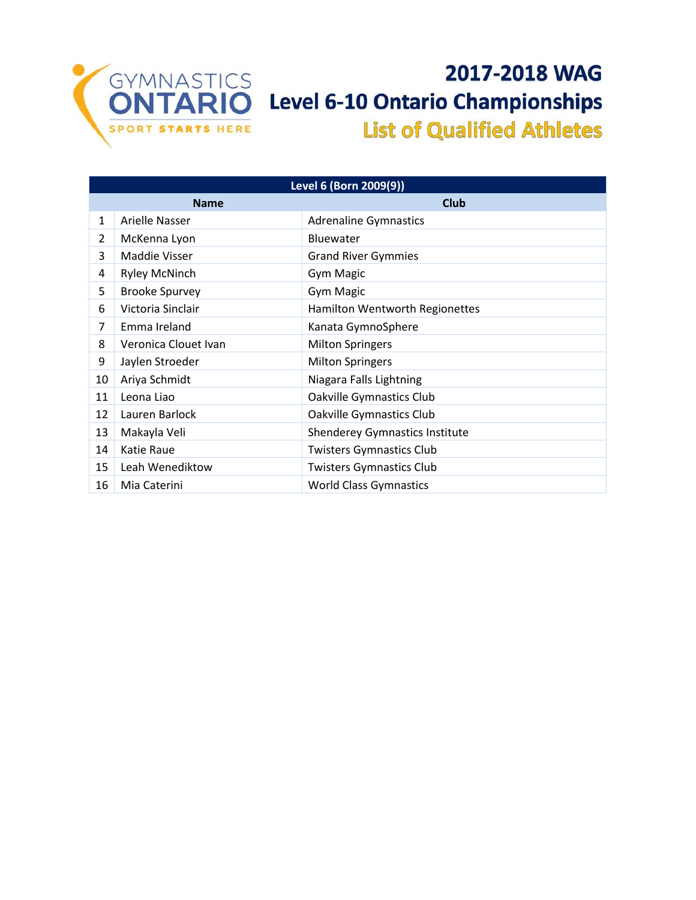GYMNASTICS ONTARIO

SPORT STARTS HERE

# 2017-2018 WAG
# Level 6-10 Ontario Championships
## List of Qualified Athletes

| Level 6 (Born 2009(9)) | | |
|---|---|---|
| | **Name** | **Club** |
| 1 | Arielle Nasser | Adrenaline Gymnastics |
| 2 | McKenna Lyon | Bluewater |
| 3 | Maddie Visser | Grand River Gymmies |
| 4 | Ryley McNinch | Gym Magic |
| 5 | Brooke Spurvey | Gym Magic |
| 6 | Victoria Sinclair | Hamilton Wentworth Regionettes |
| 7 | Emma Ireland | Kanata GymnoSphere |
| 8 | Veronica Clouet Ivan | Milton Springers |
| 9 | Jaylen Stroeder | Milton Springers |
| 10 | Ariya Schmidt | Niagara Falls Lightning |
| 11 | Leona Liao | Oakville Gymnastics Club |
| 12 | Lauren Barlock | Oakville Gymnastics Club |
| 13 | Makayla Veli | Shenderey Gymnastics Institute |
| 14 | Katie Raue | Twisters Gymnastics Club |
| 15 | Leah Wenediktow | Twisters Gymnastics Club |
| 16 | Mia Caterini | World Class Gymnastics |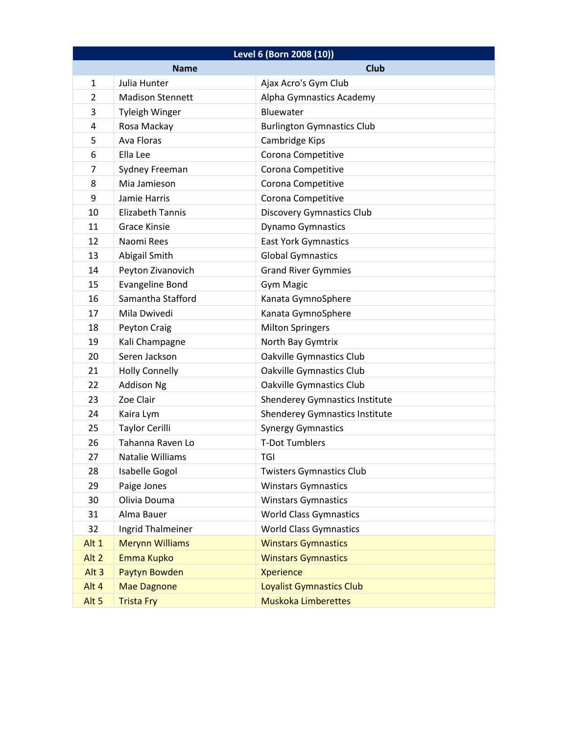| Level 6 (Born 2008 (10)) | | |
|---|---|---|
| | **Name** | **Club** |
| 1 | Julia Hunter | Ajax Acro's Gym Club |
| 2 | Madison Stennett | Alpha Gymnastics Academy |
| 3 | Tyleigh Winger | Bluewater |
| 4 | Rosa Mackay | Burlington Gymnastics Club |
| 5 | Ava Floras | Cambridge Kips |
| 6 | Ella Lee | Corona Competitive |
| 7 | Sydney Freeman | Corona Competitive |
| 8 | Mia Jamieson | Corona Competitive |
| 9 | Jamie Harris | Corona Competitive |
| 10 | Elizabeth Tannis | Discovery Gymnastics Club |
| 11 | Grace Kinsie | Dynamo Gymnastics |
| 12 | Naomi Rees | East York Gymnastics |
| 13 | Abigail Smith | Global Gymnastics |
| 14 | Peyton Zivanovich | Grand River Gymmies |
| 15 | Evangeline Bond | Gym Magic |
| 16 | Samantha Stafford | Kanata GymnoSphere |
| 17 | Mila Dwivedi | Kanata GymnoSphere |
| 18 | Peyton Craig | Milton Springers |
| 19 | Kali Champagne | North Bay Gymtrix |
| 20 | Seren Jackson | Oakville Gymnastics Club |
| 21 | Holly Connelly | Oakville Gymnastics Club |
| 22 | Addison Ng | Oakville Gymnastics Club |
| 23 | Zoe Clair | Shenderey Gymnastics Institute |
| 24 | Kaira Lym | Shenderey Gymnastics Institute |
| 25 | Taylor Cerilli | Synergy Gymnastics |
| 26 | Tahanna Raven Lo | T-Dot Tumblers |
| 27 | Natalie Williams | TGI |
| 28 | Isabelle Gogol | Twisters Gymnastics Club |
| 29 | Paige Jones | Winstars Gymnastics |
| 30 | Olivia Douma | Winstars Gymnastics |
| 31 | Alma Bauer | World Class Gymnastics |
| 32 | Ingrid Thalmeiner | World Class Gymnastics |
| Alt 1 | Merynn Williams | Winstars Gymnastics |
| Alt 2 | Emma Kupko | Winstars Gymnastics |
| Alt 3 | Paytyn Bowden | Xperience |
| Alt 4 | Mae Dagnone | Loyalist Gymnastics Club |
| Alt 5 | Trista Fry | Muskoka Limberettes |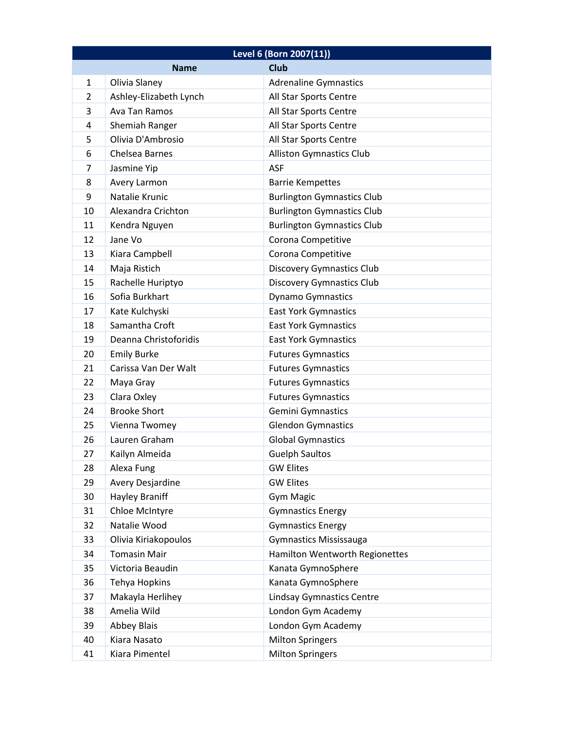| Level 6 (Born 2007(11)) | | |
|---|---|---|
| | **Name** | **Club** |
| 1 | Olivia Slaney | Adrenaline Gymnastics |
| 2 | Ashley-Elizabeth Lynch | All Star Sports Centre |
| 3 | Ava Tan Ramos | All Star Sports Centre |
| 4 | Shemiah Ranger | All Star Sports Centre |
| 5 | Olivia D'Ambrosio | All Star Sports Centre |
| 6 | Chelsea Barnes | Alliston Gymnastics Club |
| 7 | Jasmine Yip | ASF |
| 8 | Avery Larmon | Barrie Kempettes |
| 9 | Natalie Krunic | Burlington Gymnastics Club |
| 10 | Alexandra Crichton | Burlington Gymnastics Club |
| 11 | Kendra Nguyen | Burlington Gymnastics Club |
| 12 | Jane Vo | Corona Competitive |
| 13 | Kiara Campbell | Corona Competitive |
| 14 | Maja Ristich | Discovery Gymnastics Club |
| 15 | Rachelle Huriptyo | Discovery Gymnastics Club |
| 16 | Sofia Burkhart | Dynamo Gymnastics |
| 17 | Kate Kulchyski | East York Gymnastics |
| 18 | Samantha Croft | East York Gymnastics |
| 19 | Deanna Christoforidis | East York Gymnastics |
| 20 | Emily Burke | Futures Gymnastics |
| 21 | Carissa Van Der Walt | Futures Gymnastics |
| 22 | Maya Gray | Futures Gymnastics |
| 23 | Clara Oxley | Futures Gymnastics |
| 24 | Brooke Short | Gemini Gymnastics |
| 25 | Vienna Twomey | Glendon Gymnastics |
| 26 | Lauren Graham | Global Gymnastics |
| 27 | Kailyn Almeida | Guelph Saultos |
| 28 | Alexa Fung | GW Elites |
| 29 | Avery Desjardine | GW Elites |
| 30 | Hayley Braniff | Gym Magic |
| 31 | Chloe McIntyre | Gymnastics Energy |
| 32 | Natalie Wood | Gymnastics Energy |
| 33 | Olivia Kiriakopoulos | Gymnastics Mississauga |
| 34 | Tomasin Mair | Hamilton Wentworth Regionettes |
| 35 | Victoria Beaudin | Kanata GymnoSphere |
| 36 | Tehya Hopkins | Kanata GymnoSphere |
| 37 | Makayla Herlihey | Lindsay Gymnastics Centre |
| 38 | Amelia Wild | London Gym Academy |
| 39 | Abbey Blais | London Gym Academy |
| 40 | Kiara Nasato | Milton Springers |
| 41 | Kiara Pimentel | Milton Springers |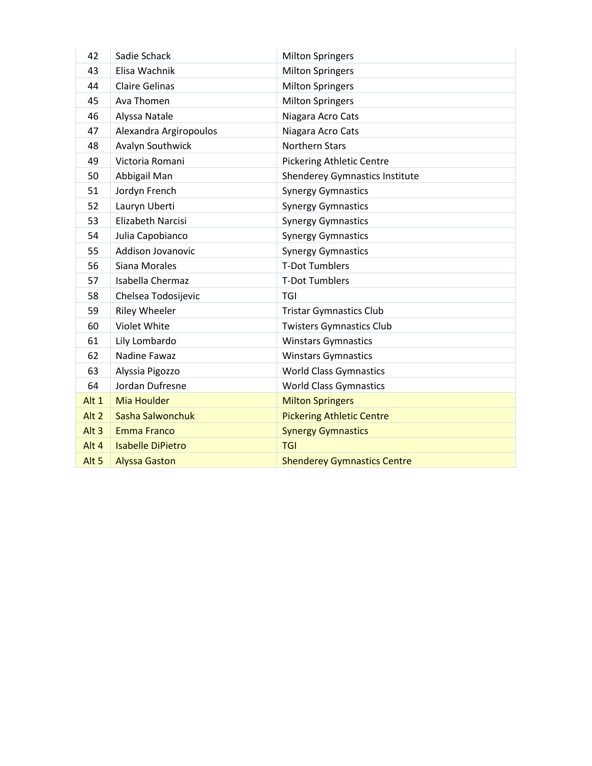| | | |
|---|---|---|
| 42 | Sadie Schack | Milton Springers |
| 43 | Elisa Wachnik | Milton Springers |
| 44 | Claire Gelinas | Milton Springers |
| 45 | Ava Thomen | Milton Springers |
| 46 | Alyssa Natale | Niagara Acro Cats |
| 47 | Alexandra Argiropoulos | Niagara Acro Cats |
| 48 | Avalyn Southwick | Northern Stars |
| 49 | Victoria Romani | Pickering Athletic Centre |
| 50 | Abbigail Man | Shenderey Gymnastics Institute |
| 51 | Jordyn French | Synergy Gymnastics |
| 52 | Lauryn Uberti | Synergy Gymnastics |
| 53 | Elizabeth Narcisi | Synergy Gymnastics |
| 54 | Julia Capobianco | Synergy Gymnastics |
| 55 | Addison Jovanovic | Synergy Gymnastics |
| 56 | Siana Morales | T-Dot Tumblers |
| 57 | Isabella Chermaz | T-Dot Tumblers |
| 58 | Chelsea Todosijevic | TGI |
| 59 | Riley Wheeler | Tristar Gymnastics Club |
| 60 | Violet White | Twisters Gymnastics Club |
| 61 | Lily Lombardo | Winstars Gymnastics |
| 62 | Nadine Fawaz | Winstars Gymnastics |
| 63 | Alyssia Pigozzo | World Class Gymnastics |
| 64 | Jordan Dufresne | World Class Gymnastics |
| Alt 1 | Mia Houlder | Milton Springers |
| Alt 2 | Sasha Salwonchuk | Pickering Athletic Centre |
| Alt 3 | Emma Franco | Synergy Gymnastics |
| Alt 4 | Isabelle DiPietro | TGI |
| Alt 5 | Alyssa Gaston | Shenderey Gymnastics Centre |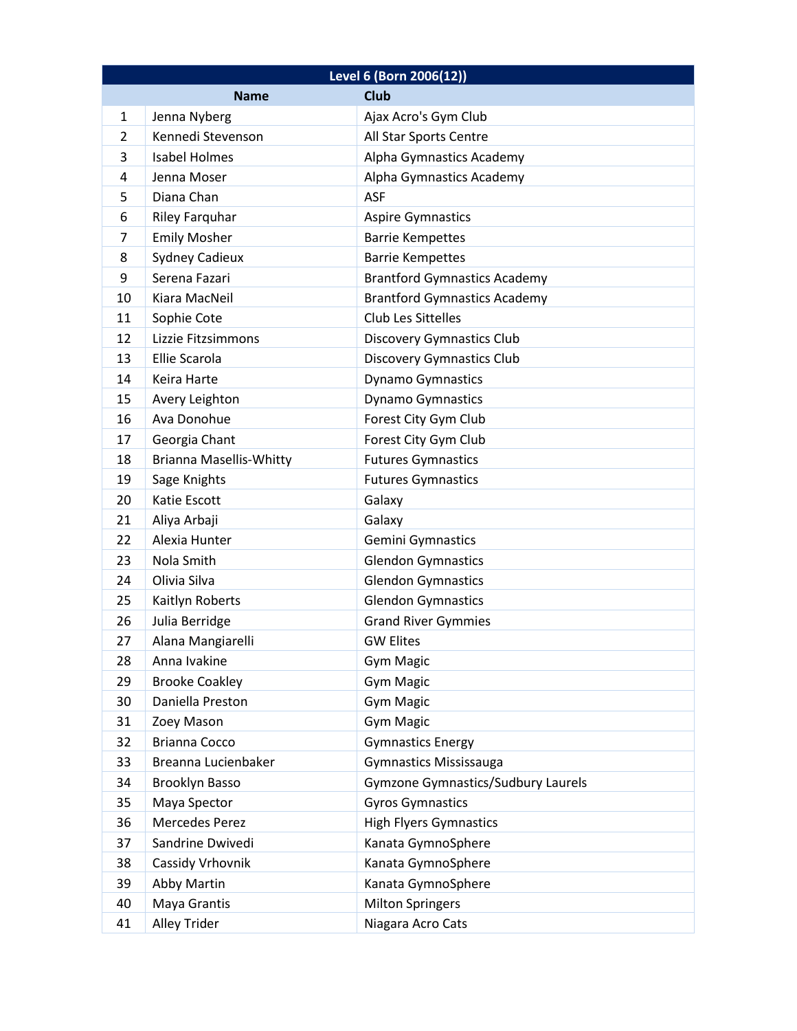| Level 6 (Born 2006(12)) | | |
|---|---|---|
| | **Name** | **Club** |
| 1 | Jenna Nyberg | Ajax Acro's Gym Club |
| 2 | Kennedi Stevenson | All Star Sports Centre |
| 3 | Isabel Holmes | Alpha Gymnastics Academy |
| 4 | Jenna Moser | Alpha Gymnastics Academy |
| 5 | Diana Chan | ASF |
| 6 | Riley Farquhar | Aspire Gymnastics |
| 7 | Emily Mosher | Barrie Kempettes |
| 8 | Sydney Cadieux | Barrie Kempettes |
| 9 | Serena Fazari | Brantford Gymnastics Academy |
| 10 | Kiara MacNeil | Brantford Gymnastics Academy |
| 11 | Sophie Cote | Club Les Sittelles |
| 12 | Lizzie Fitzsimmons | Discovery Gymnastics Club |
| 13 | Ellie Scarola | Discovery Gymnastics Club |
| 14 | Keira Harte | Dynamo Gymnastics |
| 15 | Avery Leighton | Dynamo Gymnastics |
| 16 | Ava Donohue | Forest City Gym Club |
| 17 | Georgia Chant | Forest City Gym Club |
| 18 | Brianna Masellis-Whitty | Futures Gymnastics |
| 19 | Sage Knights | Futures Gymnastics |
| 20 | Katie Escott | Galaxy |
| 21 | Aliya Arbaji | Galaxy |
| 22 | Alexia Hunter | Gemini Gymnastics |
| 23 | Nola Smith | Glendon Gymnastics |
| 24 | Olivia Silva | Glendon Gymnastics |
| 25 | Kaitlyn Roberts | Glendon Gymnastics |
| 26 | Julia Berridge | Grand River Gymmies |
| 27 | Alana Mangiarelli | GW Elites |
| 28 | Anna Ivakine | Gym Magic |
| 29 | Brooke Coakley | Gym Magic |
| 30 | Daniella Preston | Gym Magic |
| 31 | Zoey Mason | Gym Magic |
| 32 | Brianna Cocco | Gymnastics Energy |
| 33 | Breanna Lucienbaker | Gymnastics Mississauga |
| 34 | Brooklyn Basso | Gymzone Gymnastics/Sudbury Laurels |
| 35 | Maya Spector | Gyros Gymnastics |
| 36 | Mercedes Perez | High Flyers Gymnastics |
| 37 | Sandrine Dwivedi | Kanata GymnoSphere |
| 38 | Cassidy Vrhovnik | Kanata GymnoSphere |
| 39 | Abby Martin | Kanata GymnoSphere |
| 40 | Maya Grantis | Milton Springers |
| 41 | Alley Trider | Niagara Acro Cats |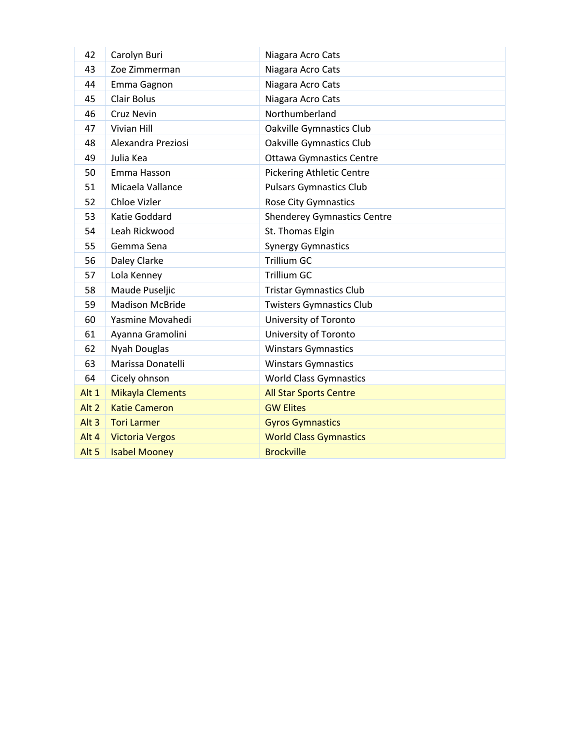| | | |
|---|---|---|
| 42 | Carolyn Buri | Niagara Acro Cats |
| 43 | Zoe Zimmerman | Niagara Acro Cats |
| 44 | Emma Gagnon | Niagara Acro Cats |
| 45 | Clair Bolus | Niagara Acro Cats |
| 46 | Cruz Nevin | Northumberland |
| 47 | Vivian Hill | Oakville Gymnastics Club |
| 48 | Alexandra Preziosi | Oakville Gymnastics Club |
| 49 | Julia Kea | Ottawa Gymnastics Centre |
| 50 | Emma Hasson | Pickering Athletic Centre |
| 51 | Micaela Vallance | Pulsars Gymnastics Club |
| 52 | Chloe Vizler | Rose City Gymnastics |
| 53 | Katie Goddard | Shenderey Gymnastics Centre |
| 54 | Leah Rickwood | St. Thomas Elgin |
| 55 | Gemma Sena | Synergy Gymnastics |
| 56 | Daley Clarke | Trillium GC |
| 57 | Lola Kenney | Trillium GC |
| 58 | Maude Puseljic | Tristar Gymnastics Club |
| 59 | Madison McBride | Twisters Gymnastics Club |
| 60 | Yasmine Movahedi | University of Toronto |
| 61 | Ayanna Gramolini | University of Toronto |
| 62 | Nyah Douglas | Winstars Gymnastics |
| 63 | Marissa Donatelli | Winstars Gymnastics |
| 64 | Cicely ohnson | World Class Gymnastics |
| Alt 1 | Mikayla Clements | All Star Sports Centre |
| Alt 2 | Katie Cameron | GW Elites |
| Alt 3 | Tori Larmer | Gyros Gymnastics |
| Alt 4 | Victoria Vergos | World Class Gymnastics |
| Alt 5 | Isabel Mooney | Brockville |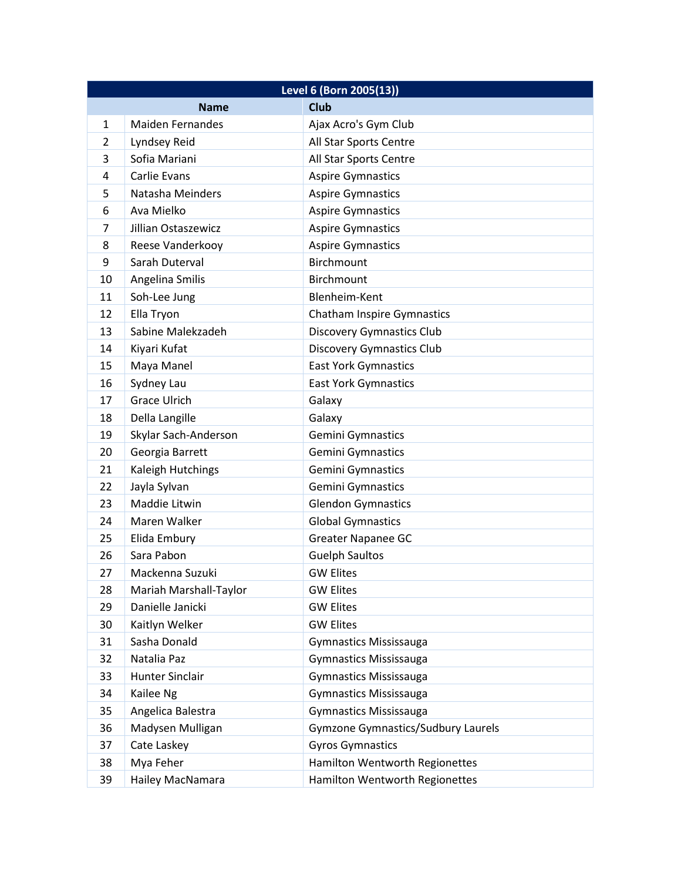| Level 6 (Born 2005(13)) | | |
|---|---|---|
| | **Name** | **Club** |
| 1 | Maiden Fernandes | Ajax Acro's Gym Club |
| 2 | Lyndsey Reid | All Star Sports Centre |
| 3 | Sofia Mariani | All Star Sports Centre |
| 4 | Carlie Evans | Aspire Gymnastics |
| 5 | Natasha Meinders | Aspire Gymnastics |
| 6 | Ava Mielko | Aspire Gymnastics |
| 7 | Jillian Ostaszewicz | Aspire Gymnastics |
| 8 | Reese Vanderkooy | Aspire Gymnastics |
| 9 | Sarah Duterval | Birchmount |
| 10 | Angelina Smilis | Birchmount |
| 11 | Soh-Lee Jung | Blenheim-Kent |
| 12 | Ella Tryon | Chatham Inspire Gymnastics |
| 13 | Sabine Malekzadeh | Discovery Gymnastics Club |
| 14 | Kiyari Kufat | Discovery Gymnastics Club |
| 15 | Maya Manel | East York Gymnastics |
| 16 | Sydney Lau | East York Gymnastics |
| 17 | Grace Ulrich | Galaxy |
| 18 | Della Langille | Galaxy |
| 19 | Skylar Sach-Anderson | Gemini Gymnastics |
| 20 | Georgia Barrett | Gemini Gymnastics |
| 21 | Kaleigh Hutchings | Gemini Gymnastics |
| 22 | Jayla Sylvan | Gemini Gymnastics |
| 23 | Maddie Litwin | Glendon Gymnastics |
| 24 | Maren Walker | Global Gymnastics |
| 25 | Elida Embury | Greater Napanee GC |
| 26 | Sara Pabon | Guelph Saultos |
| 27 | Mackenna Suzuki | GW Elites |
| 28 | Mariah Marshall-Taylor | GW Elites |
| 29 | Danielle Janicki | GW Elites |
| 30 | Kaitlyn Welker | GW Elites |
| 31 | Sasha Donald | Gymnastics Mississauga |
| 32 | Natalia Paz | Gymnastics Mississauga |
| 33 | Hunter Sinclair | Gymnastics Mississauga |
| 34 | Kailee Ng | Gymnastics Mississauga |
| 35 | Angelica Balestra | Gymnastics Mississauga |
| 36 | Madysen Mulligan | Gymzone Gymnastics/Sudbury Laurels |
| 37 | Cate Laskey | Gyros Gymnastics |
| 38 | Mya Feher | Hamilton Wentworth Regionettes |
| 39 | Hailey MacNamara | Hamilton Wentworth Regionettes |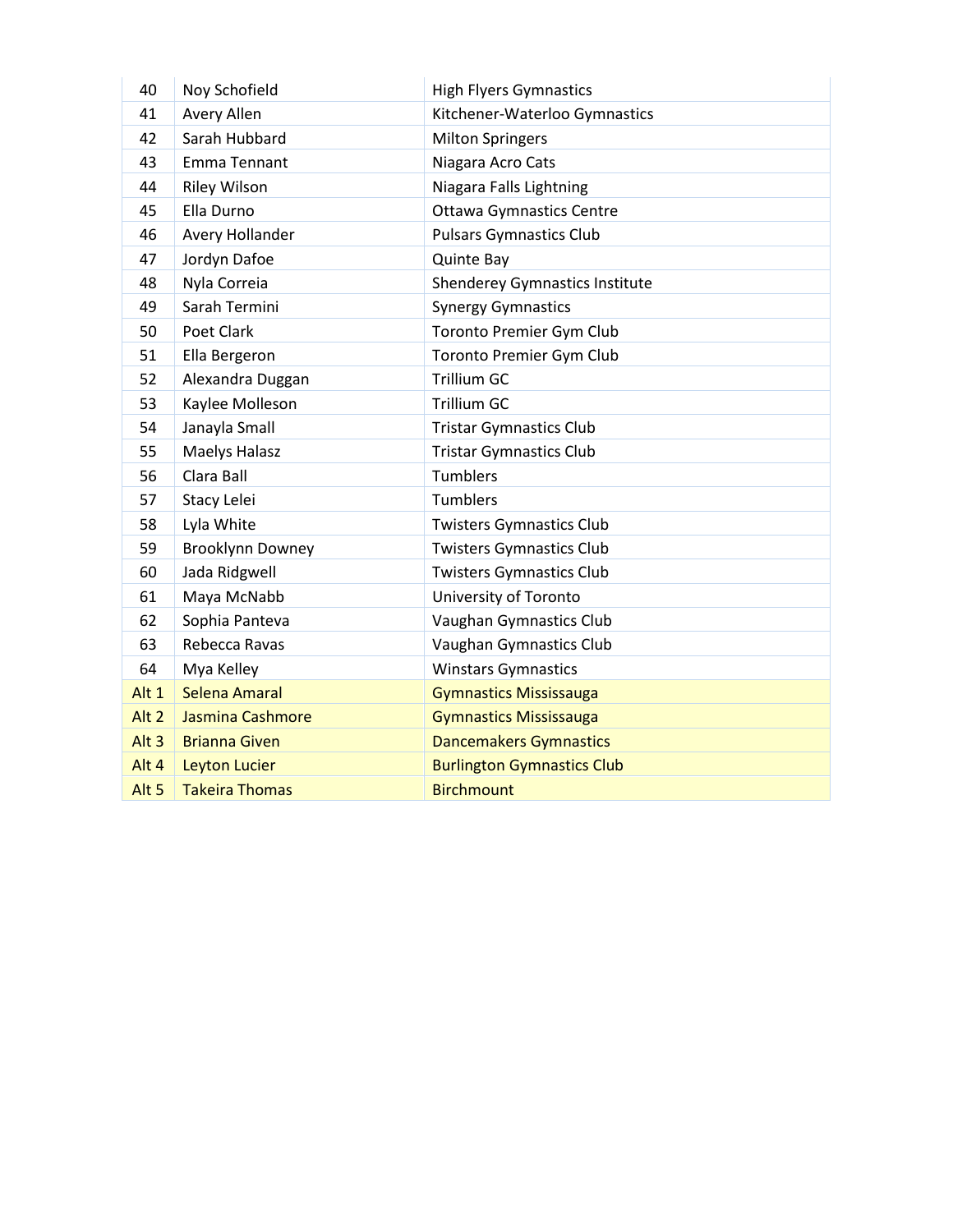| | | |
|---|---|---|
| 40 | Noy Schofield | High Flyers Gymnastics |
| 41 | Avery Allen | Kitchener-Waterloo Gymnastics |
| 42 | Sarah Hubbard | Milton Springers |
| 43 | Emma Tennant | Niagara Acro Cats |
| 44 | Riley Wilson | Niagara Falls Lightning |
| 45 | Ella Durno | Ottawa Gymnastics Centre |
| 46 | Avery Hollander | Pulsars Gymnastics Club |
| 47 | Jordyn Dafoe | Quinte Bay |
| 48 | Nyla Correia | Shenderey Gymnastics Institute |
| 49 | Sarah Termini | Synergy Gymnastics |
| 50 | Poet Clark | Toronto Premier Gym Club |
| 51 | Ella Bergeron | Toronto Premier Gym Club |
| 52 | Alexandra Duggan | Trillium GC |
| 53 | Kaylee Molleson | Trillium GC |
| 54 | Janayla Small | Tristar Gymnastics Club |
| 55 | Maelys Halasz | Tristar Gymnastics Club |
| 56 | Clara Ball | Tumblers |
| 57 | Stacy Lelei | Tumblers |
| 58 | Lyla White | Twisters Gymnastics Club |
| 59 | Brooklynn Downey | Twisters Gymnastics Club |
| 60 | Jada Ridgwell | Twisters Gymnastics Club |
| 61 | Maya McNabb | University of Toronto |
| 62 | Sophia Panteva | Vaughan Gymnastics Club |
| 63 | Rebecca Ravas | Vaughan Gymnastics Club |
| 64 | Mya Kelley | Winstars Gymnastics |
| Alt 1 | Selena Amaral | Gymnastics Mississauga |
| Alt 2 | Jasmina Cashmore | Gymnastics Mississauga |
| Alt 3 | Brianna Given | Dancemakers Gymnastics |
| Alt 4 | Leyton Lucier | Burlington Gymnastics Club |
| Alt 5 | Takeira Thomas | Birchmount |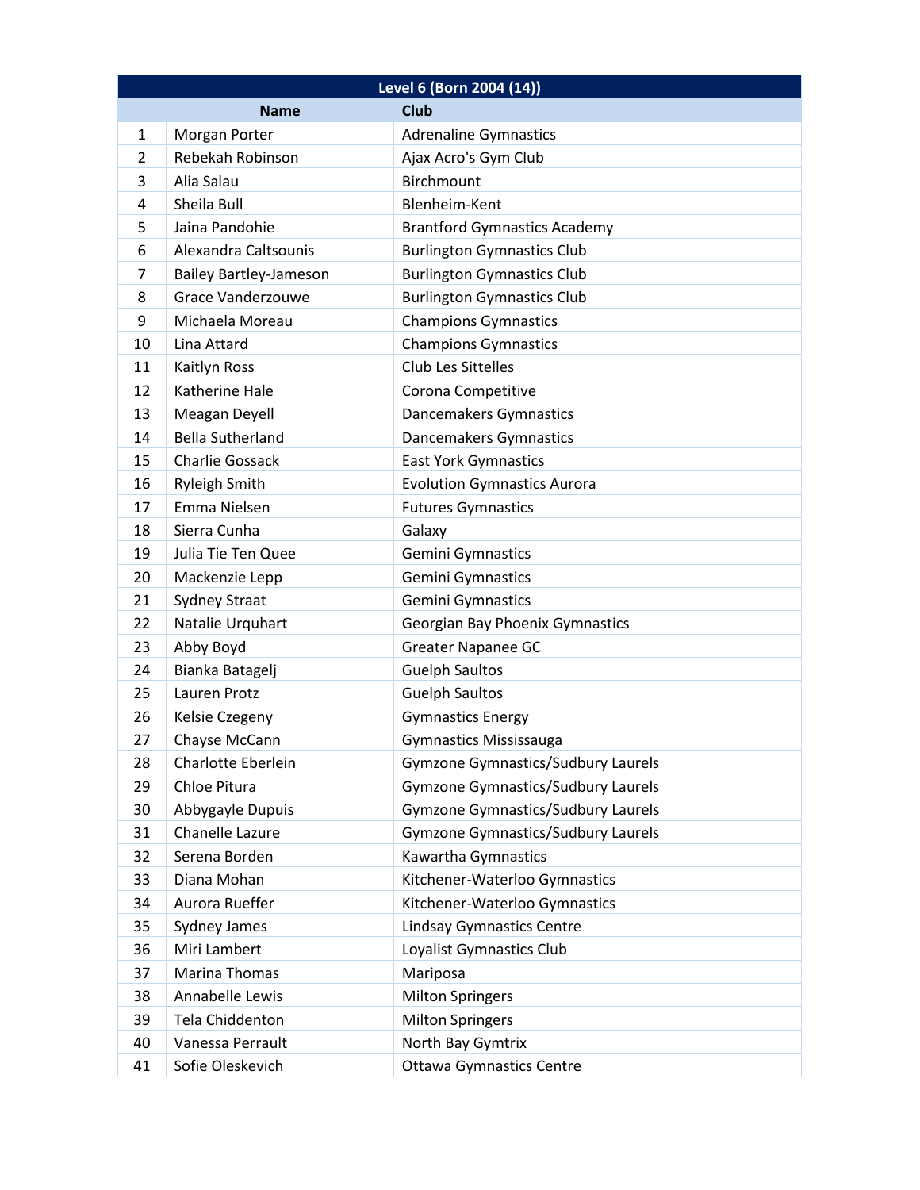| Level 6 (Born 2004 (14)) | | |
|---|---|---|
| | **Name** | **Club** |
| 1 | Morgan Porter | Adrenaline Gymnastics |
| 2 | Rebekah Robinson | Ajax Acro's Gym Club |
| 3 | Alia Salau | Birchmount |
| 4 | Sheila Bull | Blenheim-Kent |
| 5 | Jaina Pandohie | Brantford Gymnastics Academy |
| 6 | Alexandra Caltsounis | Burlington Gymnastics Club |
| 7 | Bailey Bartley-Jameson | Burlington Gymnastics Club |
| 8 | Grace Vanderzouwe | Burlington Gymnastics Club |
| 9 | Michaela Moreau | Champions Gymnastics |
| 10 | Lina Attard | Champions Gymnastics |
| 11 | Kaitlyn Ross | Club Les Sittelles |
| 12 | Katherine Hale | Corona Competitive |
| 13 | Meagan Deyell | Dancemakers Gymnastics |
| 14 | Bella Sutherland | Dancemakers Gymnastics |
| 15 | Charlie Gossack | East York Gymnastics |
| 16 | Ryleigh Smith | Evolution Gymnastics Aurora |
| 17 | Emma Nielsen | Futures Gymnastics |
| 18 | Sierra Cunha | Galaxy |
| 19 | Julia Tie Ten Quee | Gemini Gymnastics |
| 20 | Mackenzie Lepp | Gemini Gymnastics |
| 21 | Sydney Straat | Gemini Gymnastics |
| 22 | Natalie Urquhart | Georgian Bay Phoenix Gymnastics |
| 23 | Abby Boyd | Greater Napanee GC |
| 24 | Bianka Batagelj | Guelph Saultos |
| 25 | Lauren Protz | Guelph Saultos |
| 26 | Kelsie Czegeny | Gymnastics Energy |
| 27 | Chayse McCann | Gymnastics Mississauga |
| 28 | Charlotte Eberlein | Gymzone Gymnastics/Sudbury Laurels |
| 29 | Chloe Pitura | Gymzone Gymnastics/Sudbury Laurels |
| 30 | Abbygayle Dupuis | Gymzone Gymnastics/Sudbury Laurels |
| 31 | Chanelle Lazure | Gymzone Gymnastics/Sudbury Laurels |
| 32 | Serena Borden | Kawartha Gymnastics |
| 33 | Diana Mohan | Kitchener-Waterloo Gymnastics |
| 34 | Aurora Rueffer | Kitchener-Waterloo Gymnastics |
| 35 | Sydney James | Lindsay Gymnastics Centre |
| 36 | Miri Lambert | Loyalist Gymnastics Club |
| 37 | Marina Thomas | Mariposa |
| 38 | Annabelle Lewis | Milton Springers |
| 39 | Tela Chiddenton | Milton Springers |
| 40 | Vanessa Perrault | North Bay Gymtrix |
| 41 | Sofie Oleskevich | Ottawa Gymnastics Centre |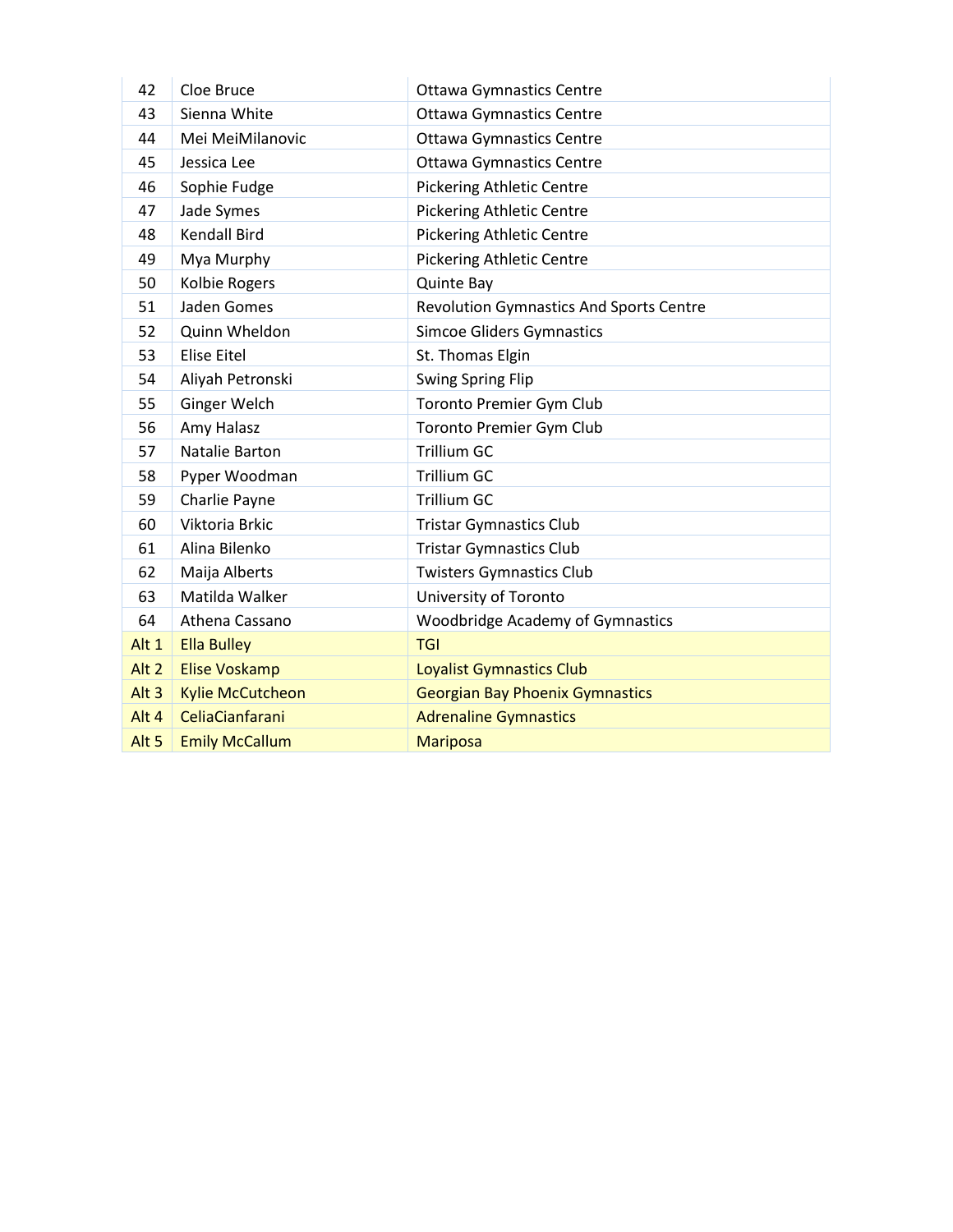| | | |
|---|---|---|
| 42 | Cloe Bruce | Ottawa Gymnastics Centre |
| 43 | Sienna White | Ottawa Gymnastics Centre |
| 44 | Mei MeiMilanovic | Ottawa Gymnastics Centre |
| 45 | Jessica Lee | Ottawa Gymnastics Centre |
| 46 | Sophie Fudge | Pickering Athletic Centre |
| 47 | Jade Symes | Pickering Athletic Centre |
| 48 | Kendall Bird | Pickering Athletic Centre |
| 49 | Mya Murphy | Pickering Athletic Centre |
| 50 | Kolbie Rogers | Quinte Bay |
| 51 | Jaden Gomes | Revolution Gymnastics And Sports Centre |
| 52 | Quinn Wheldon | Simcoe Gliders Gymnastics |
| 53 | Elise Eitel | St. Thomas Elgin |
| 54 | Aliyah Petronski | Swing Spring Flip |
| 55 | Ginger Welch | Toronto Premier Gym Club |
| 56 | Amy Halasz | Toronto Premier Gym Club |
| 57 | Natalie Barton | Trillium GC |
| 58 | Pyper Woodman | Trillium GC |
| 59 | Charlie Payne | Trillium GC |
| 60 | Viktoria Brkic | Tristar Gymnastics Club |
| 61 | Alina Bilenko | Tristar Gymnastics Club |
| 62 | Maija Alberts | Twisters Gymnastics Club |
| 63 | Matilda Walker | University of Toronto |
| 64 | Athena Cassano | Woodbridge Academy of Gymnastics |
| Alt 1 | Ella Bulley | TGI |
| Alt 2 | Elise Voskamp | Loyalist Gymnastics Club |
| Alt 3 | Kylie McCutcheon | Georgian Bay Phoenix Gymnastics |
| Alt 4 | CeliaCianfarani | Adrenaline Gymnastics |
| Alt 5 | Emily McCallum | Mariposa |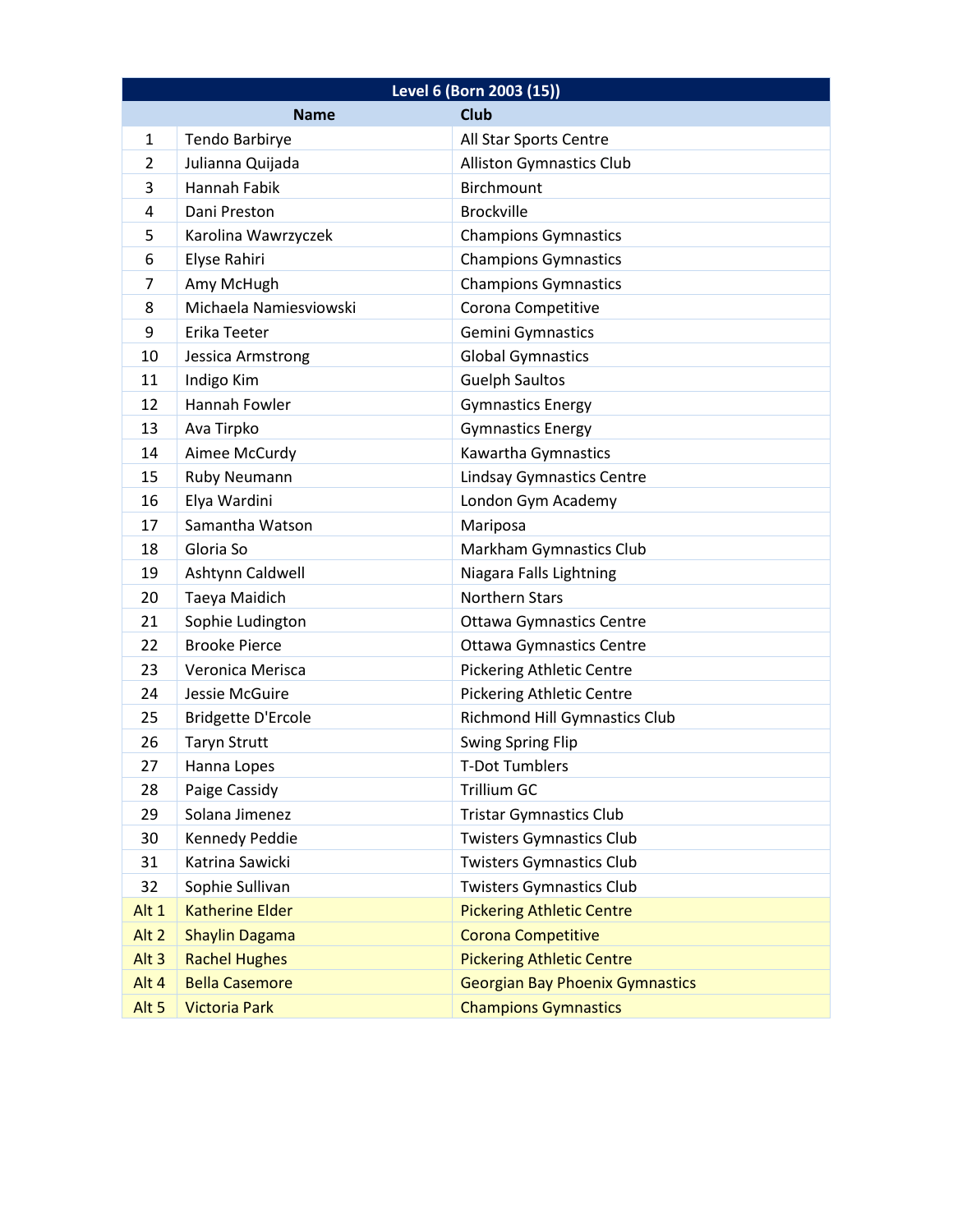| Level 6 (Born 2003 (15)) | | |
|---|---|---|
| | **Name** | **Club** |
| 1 | Tendo Barbirye | All Star Sports Centre |
| 2 | Julianna Quijada | Alliston Gymnastics Club |
| 3 | Hannah Fabik | Birchmount |
| 4 | Dani Preston | Brockville |
| 5 | Karolina Wawrzyczek | Champions Gymnastics |
| 6 | Elyse Rahiri | Champions Gymnastics |
| 7 | Amy McHugh | Champions Gymnastics |
| 8 | Michaela Namiesviowski | Corona Competitive |
| 9 | Erika Teeter | Gemini Gymnastics |
| 10 | Jessica Armstrong | Global Gymnastics |
| 11 | Indigo Kim | Guelph Saultos |
| 12 | Hannah Fowler | Gymnastics Energy |
| 13 | Ava Tirpko | Gymnastics Energy |
| 14 | Aimee McCurdy | Kawartha Gymnastics |
| 15 | Ruby Neumann | Lindsay Gymnastics Centre |
| 16 | Elya Wardini | London Gym Academy |
| 17 | Samantha Watson | Mariposa |
| 18 | Gloria So | Markham Gymnastics Club |
| 19 | Ashtynn Caldwell | Niagara Falls Lightning |
| 20 | Taeya Maidich | Northern Stars |
| 21 | Sophie Ludington | Ottawa Gymnastics Centre |
| 22 | Brooke Pierce | Ottawa Gymnastics Centre |
| 23 | Veronica Merisca | Pickering Athletic Centre |
| 24 | Jessie McGuire | Pickering Athletic Centre |
| 25 | Bridgette D'Ercole | Richmond Hill Gymnastics Club |
| 26 | Taryn Strutt | Swing Spring Flip |
| 27 | Hanna Lopes | T-Dot Tumblers |
| 28 | Paige Cassidy | Trillium GC |
| 29 | Solana Jimenez | Tristar Gymnastics Club |
| 30 | Kennedy Peddie | Twisters Gymnastics Club |
| 31 | Katrina Sawicki | Twisters Gymnastics Club |
| 32 | Sophie Sullivan | Twisters Gymnastics Club |
| Alt 1 | Katherine Elder | Pickering Athletic Centre |
| Alt 2 | Shaylin Dagama | Corona Competitive |
| Alt 3 | Rachel Hughes | Pickering Athletic Centre |
| Alt 4 | Bella Casemore | Georgian Bay Phoenix Gymnastics |
| Alt 5 | Victoria Park | Champions Gymnastics |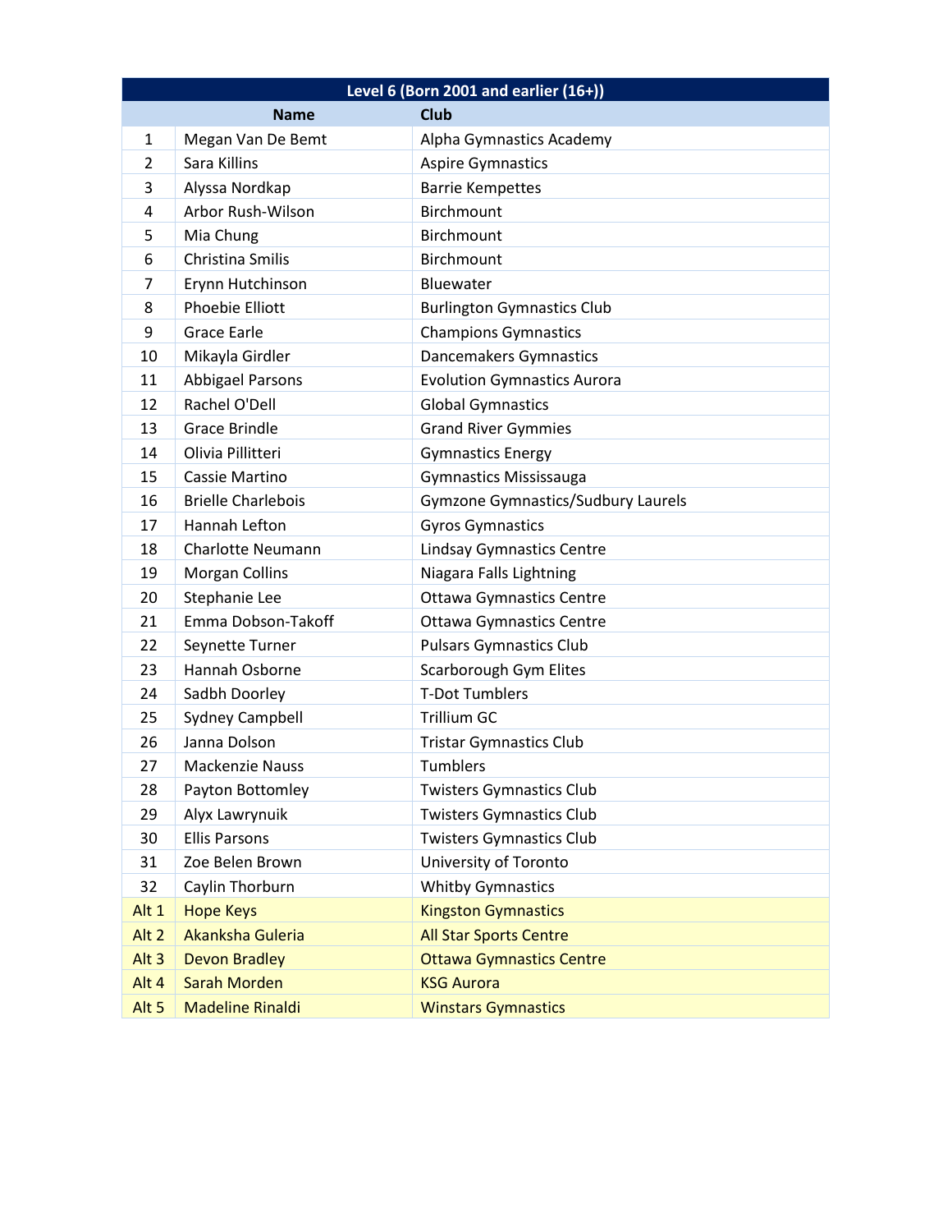| Level 6 (Born 2001 and earlier (16+)) | | |
|---|---|---|
| | **Name** | **Club** |
| 1 | Megan Van De Bemt | Alpha Gymnastics Academy |
| 2 | Sara Killins | Aspire Gymnastics |
| 3 | Alyssa Nordkap | Barrie Kempettes |
| 4 | Arbor Rush-Wilson | Birchmount |
| 5 | Mia Chung | Birchmount |
| 6 | Christina Smilis | Birchmount |
| 7 | Erynn Hutchinson | Bluewater |
| 8 | Phoebie Elliott | Burlington Gymnastics Club |
| 9 | Grace Earle | Champions Gymnastics |
| 10 | Mikayla Girdler | Dancemakers Gymnastics |
| 11 | Abbigael Parsons | Evolution Gymnastics Aurora |
| 12 | Rachel O'Dell | Global Gymnastics |
| 13 | Grace Brindle | Grand River Gymmies |
| 14 | Olivia Pillitteri | Gymnastics Energy |
| 15 | Cassie Martino | Gymnastics Mississauga |
| 16 | Brielle Charlebois | Gymzone Gymnastics/Sudbury Laurels |
| 17 | Hannah Lefton | Gyros Gymnastics |
| 18 | Charlotte Neumann | Lindsay Gymnastics Centre |
| 19 | Morgan Collins | Niagara Falls Lightning |
| 20 | Stephanie Lee | Ottawa Gymnastics Centre |
| 21 | Emma Dobson-Takoff | Ottawa Gymnastics Centre |
| 22 | Seynette Turner | Pulsars Gymnastics Club |
| 23 | Hannah Osborne | Scarborough Gym Elites |
| 24 | Sadbh Doorley | T-Dot Tumblers |
| 25 | Sydney Campbell | Trillium GC |
| 26 | Janna Dolson | Tristar Gymnastics Club |
| 27 | Mackenzie Nauss | Tumblers |
| 28 | Payton Bottomley | Twisters Gymnastics Club |
| 29 | Alyx Lawrynuik | Twisters Gymnastics Club |
| 30 | Ellis Parsons | Twisters Gymnastics Club |
| 31 | Zoe Belen Brown | University of Toronto |
| 32 | Caylin Thorburn | Whitby Gymnastics |
| Alt 1 | Hope Keys | Kingston Gymnastics |
| Alt 2 | Akanksha Guleria | All Star Sports Centre |
| Alt 3 | Devon Bradley | Ottawa Gymnastics Centre |
| Alt 4 | Sarah Morden | KSG Aurora |
| Alt 5 | Madeline Rinaldi | Winstars Gymnastics |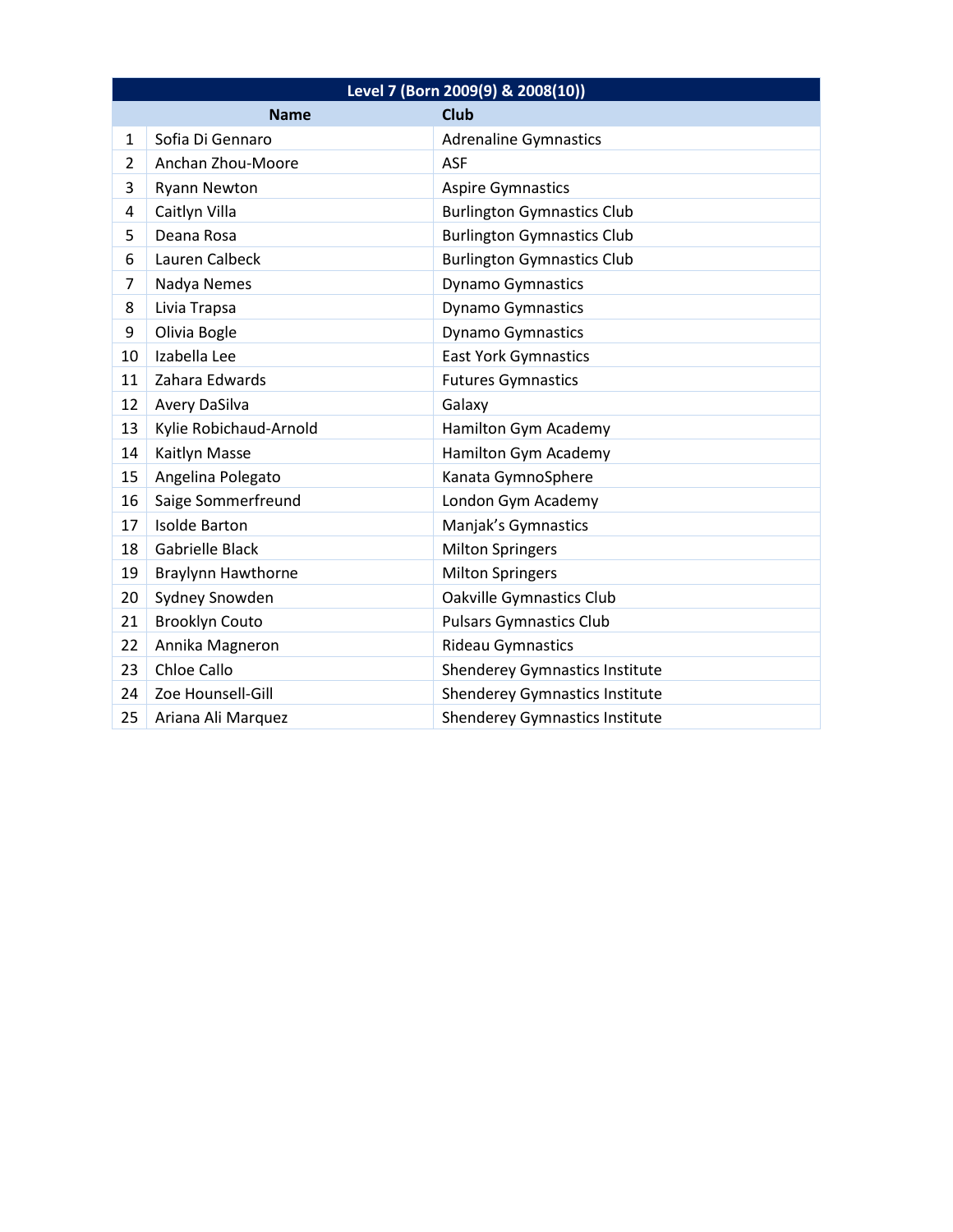| Level 7 (Born 2009(9) & 2008(10)) | | |
|---|---|---|
| | **Name** | **Club** |
| 1 | Sofia Di Gennaro | Adrenaline Gymnastics |
| 2 | Anchan Zhou-Moore | ASF |
| 3 | Ryann Newton | Aspire Gymnastics |
| 4 | Caitlyn Villa | Burlington Gymnastics Club |
| 5 | Deana Rosa | Burlington Gymnastics Club |
| 6 | Lauren Calbeck | Burlington Gymnastics Club |
| 7 | Nadya Nemes | Dynamo Gymnastics |
| 8 | Livia Trapsa | Dynamo Gymnastics |
| 9 | Olivia Bogle | Dynamo Gymnastics |
| 10 | Izabella Lee | East York Gymnastics |
| 11 | Zahara Edwards | Futures Gymnastics |
| 12 | Avery DaSilva | Galaxy |
| 13 | Kylie Robichaud-Arnold | Hamilton Gym Academy |
| 14 | Kaitlyn Masse | Hamilton Gym Academy |
| 15 | Angelina Polegato | Kanata GymnoSphere |
| 16 | Saige Sommerfreund | London Gym Academy |
| 17 | Isolde Barton | Manjak's Gymnastics |
| 18 | Gabrielle Black | Milton Springers |
| 19 | Braylynn Hawthorne | Milton Springers |
| 20 | Sydney Snowden | Oakville Gymnastics Club |
| 21 | Brooklyn Couto | Pulsars Gymnastics Club |
| 22 | Annika Magneron | Rideau Gymnastics |
| 23 | Chloe Callo | Shenderey Gymnastics Institute |
| 24 | Zoe Hounsell-Gill | Shenderey Gymnastics Institute |
| 25 | Ariana Ali Marquez | Shenderey Gymnastics Institute |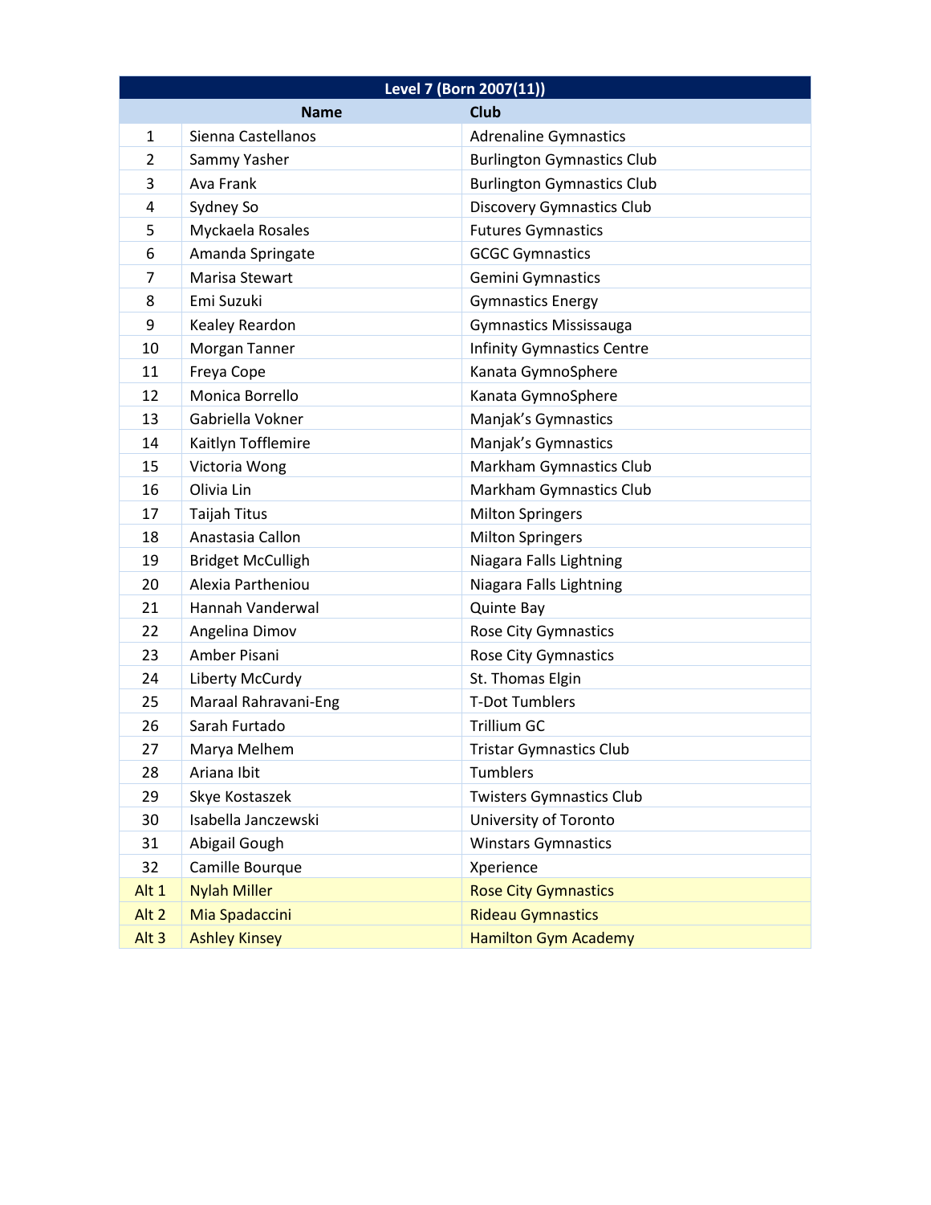| Level 7 (Born 2007(11)) | | |
|---|---|---|
| | **Name** | **Club** |
| 1 | Sienna Castellanos | Adrenaline Gymnastics |
| 2 | Sammy Yasher | Burlington Gymnastics Club |
| 3 | Ava Frank | Burlington Gymnastics Club |
| 4 | Sydney So | Discovery Gymnastics Club |
| 5 | Myckaela Rosales | Futures Gymnastics |
| 6 | Amanda Springate | GCGC Gymnastics |
| 7 | Marisa Stewart | Gemini Gymnastics |
| 8 | Emi Suzuki | Gymnastics Energy |
| 9 | Kealey Reardon | Gymnastics Mississauga |
| 10 | Morgan Tanner | Infinity Gymnastics Centre |
| 11 | Freya Cope | Kanata GymnoSphere |
| 12 | Monica Borrello | Kanata GymnoSphere |
| 13 | Gabriella Vokner | Manjak's Gymnastics |
| 14 | Kaitlyn Tofflemire | Manjak's Gymnastics |
| 15 | Victoria Wong | Markham Gymnastics Club |
| 16 | Olivia Lin | Markham Gymnastics Club |
| 17 | Taijah Titus | Milton Springers |
| 18 | Anastasia Callon | Milton Springers |
| 19 | Bridget McCulligh | Niagara Falls Lightning |
| 20 | Alexia Partheniou | Niagara Falls Lightning |
| 21 | Hannah Vanderwal | Quinte Bay |
| 22 | Angelina Dimov | Rose City Gymnastics |
| 23 | Amber Pisani | Rose City Gymnastics |
| 24 | Liberty McCurdy | St. Thomas Elgin |
| 25 | Maraal Rahravani-Eng | T-Dot Tumblers |
| 26 | Sarah Furtado | Trillium GC |
| 27 | Marya Melhem | Tristar Gymnastics Club |
| 28 | Ariana Ibit | Tumblers |
| 29 | Skye Kostaszek | Twisters Gymnastics Club |
| 30 | Isabella Janczewski | University of Toronto |
| 31 | Abigail Gough | Winstars Gymnastics |
| 32 | Camille Bourque | Xperience |
| Alt 1 | Nylah Miller | Rose City Gymnastics |
| Alt 2 | Mia Spadaccini | Rideau Gymnastics |
| Alt 3 | Ashley Kinsey | Hamilton Gym Academy |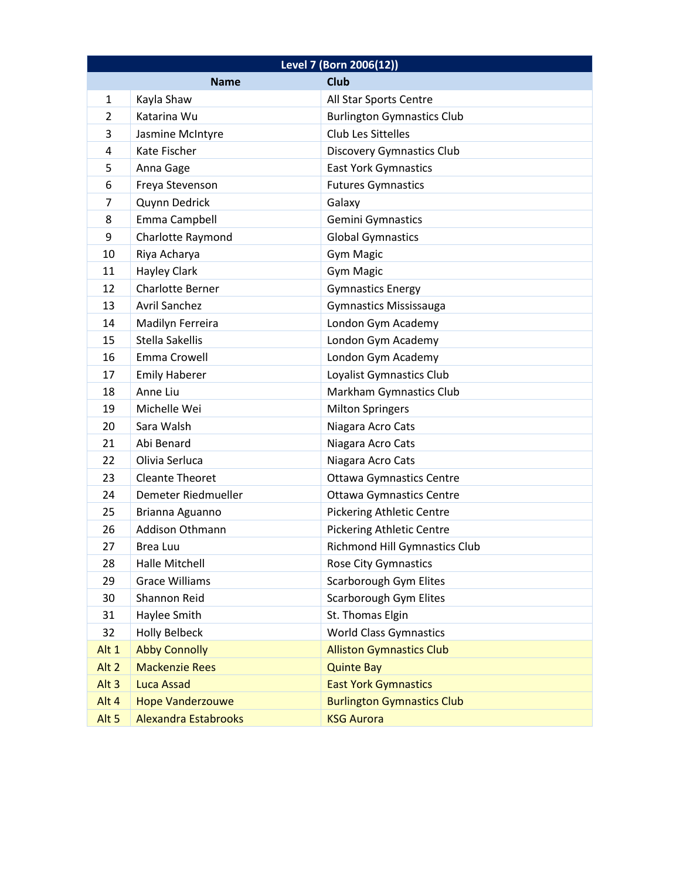| Level 7 (Born 2006(12)) | | |
|---|---|---|
| | **Name** | **Club** |
| 1 | Kayla Shaw | All Star Sports Centre |
| 2 | Katarina Wu | Burlington Gymnastics Club |
| 3 | Jasmine McIntyre | Club Les Sittelles |
| 4 | Kate Fischer | Discovery Gymnastics Club |
| 5 | Anna Gage | East York Gymnastics |
| 6 | Freya Stevenson | Futures Gymnastics |
| 7 | Quynn Dedrick | Galaxy |
| 8 | Emma Campbell | Gemini Gymnastics |
| 9 | Charlotte Raymond | Global Gymnastics |
| 10 | Riya Acharya | Gym Magic |
| 11 | Hayley Clark | Gym Magic |
| 12 | Charlotte Berner | Gymnastics Energy |
| 13 | Avril Sanchez | Gymnastics Mississauga |
| 14 | Madilyn Ferreira | London Gym Academy |
| 15 | Stella Sakellis | London Gym Academy |
| 16 | Emma Crowell | London Gym Academy |
| 17 | Emily Haberer | Loyalist Gymnastics Club |
| 18 | Anne Liu | Markham Gymnastics Club |
| 19 | Michelle Wei | Milton Springers |
| 20 | Sara Walsh | Niagara Acro Cats |
| 21 | Abi Benard | Niagara Acro Cats |
| 22 | Olivia Serluca | Niagara Acro Cats |
| 23 | Cleante Theoret | Ottawa Gymnastics Centre |
| 24 | Demeter Riedmueller | Ottawa Gymnastics Centre |
| 25 | Brianna Aguanno | Pickering Athletic Centre |
| 26 | Addison Othmann | Pickering Athletic Centre |
| 27 | Brea Luu | Richmond Hill Gymnastics Club |
| 28 | Halle Mitchell | Rose City Gymnastics |
| 29 | Grace Williams | Scarborough Gym Elites |
| 30 | Shannon Reid | Scarborough Gym Elites |
| 31 | Haylee Smith | St. Thomas Elgin |
| 32 | Holly Belbeck | World Class Gymnastics |
| Alt 1 | Abby Connolly | Alliston Gymnastics Club |
| Alt 2 | Mackenzie Rees | Quinte Bay |
| Alt 3 | Luca Assad | East York Gymnastics |
| Alt 4 | Hope Vanderzouwe | Burlington Gymnastics Club |
| Alt 5 | Alexandra Estabrooks | KSG Aurora |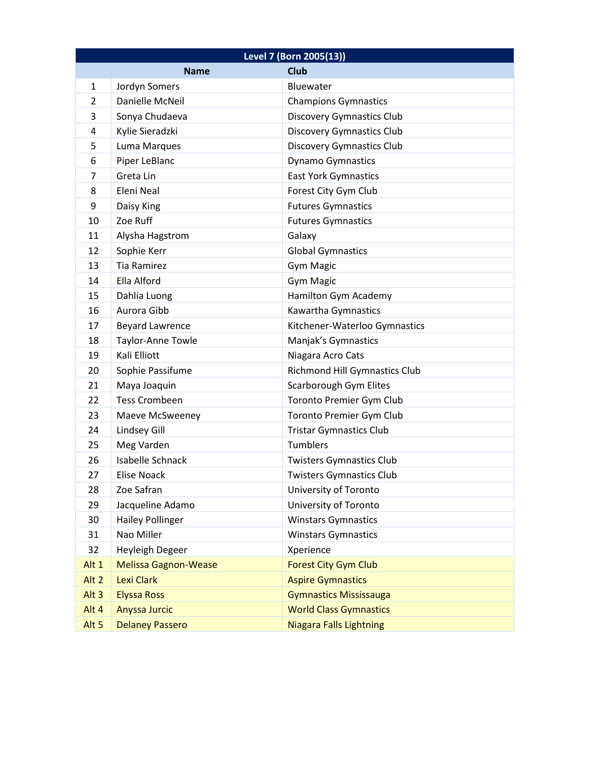| Level 7 (Born 2005(13)) | | |
|---|---|---|
| | **Name** | **Club** |
| 1 | Jordyn Somers | Bluewater |
| 2 | Danielle McNeil | Champions Gymnastics |
| 3 | Sonya Chudaeva | Discovery Gymnastics Club |
| 4 | Kylie Sieradzki | Discovery Gymnastics Club |
| 5 | Luma Marques | Discovery Gymnastics Club |
| 6 | Piper LeBlanc | Dynamo Gymnastics |
| 7 | Greta Lin | East York Gymnastics |
| 8 | Eleni Neal | Forest City Gym Club |
| 9 | Daisy King | Futures Gymnastics |
| 10 | Zoe Ruff | Futures Gymnastics |
| 11 | Alysha Hagstrom | Galaxy |
| 12 | Sophie Kerr | Global Gymnastics |
| 13 | Tia Ramirez | Gym Magic |
| 14 | Ella Alford | Gym Magic |
| 15 | Dahlia Luong | Hamilton Gym Academy |
| 16 | Aurora Gibb | Kawartha Gymnastics |
| 17 | Beyard Lawrence | Kitchener-Waterloo Gymnastics |
| 18 | Taylor-Anne Towle | Manjak's Gymnastics |
| 19 | Kali Elliott | Niagara Acro Cats |
| 20 | Sophie Passifume | Richmond Hill Gymnastics Club |
| 21 | Maya Joaquin | Scarborough Gym Elites |
| 22 | Tess Crombeen | Toronto Premier Gym Club |
| 23 | Maeve McSweeney | Toronto Premier Gym Club |
| 24 | Lindsey Gill | Tristar Gymnastics Club |
| 25 | Meg Varden | Tumblers |
| 26 | Isabelle Schnack | Twisters Gymnastics Club |
| 27 | Elise Noack | Twisters Gymnastics Club |
| 28 | Zoe Safran | University of Toronto |
| 29 | Jacqueline Adamo | University of Toronto |
| 30 | Hailey Pollinger | Winstars Gymnastics |
| 31 | Nao Miller | Winstars Gymnastics |
| 32 | Heyleigh Degeer | Xperience |
| Alt 1 | Melissa Gagnon-Wease | Forest City Gym Club |
| Alt 2 | Lexi Clark | Aspire Gymnastics |
| Alt 3 | Elyssa Ross | Gymnastics Mississauga |
| Alt 4 | Anyssa Jurcic | World Class Gymnastics |
| Alt 5 | Delaney Passero | Niagara Falls Lightning |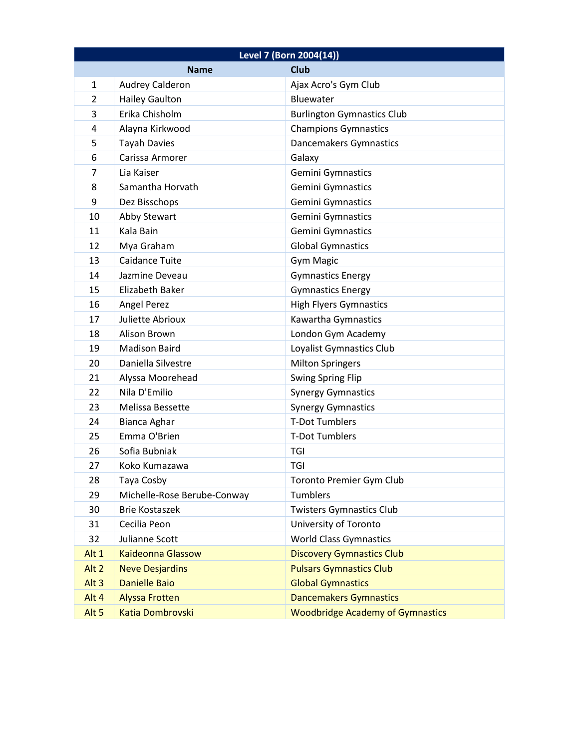| Level 7 (Born 2004(14)) | | |
|---|---|---|
| | **Name** | **Club** |
| 1 | Audrey Calderon | Ajax Acro's Gym Club |
| 2 | Hailey Gaulton | Bluewater |
| 3 | Erika Chisholm | Burlington Gymnastics Club |
| 4 | Alayna Kirkwood | Champions Gymnastics |
| 5 | Tayah Davies | Dancemakers Gymnastics |
| 6 | Carissa Armorer | Galaxy |
| 7 | Lia Kaiser | Gemini Gymnastics |
| 8 | Samantha Horvath | Gemini Gymnastics |
| 9 | Dez Bisschops | Gemini Gymnastics |
| 10 | Abby Stewart | Gemini Gymnastics |
| 11 | Kala Bain | Gemini Gymnastics |
| 12 | Mya Graham | Global Gymnastics |
| 13 | Caidance Tuite | Gym Magic |
| 14 | Jazmine Deveau | Gymnastics Energy |
| 15 | Elizabeth Baker | Gymnastics Energy |
| 16 | Angel Perez | High Flyers Gymnastics |
| 17 | Juliette Abrioux | Kawartha Gymnastics |
| 18 | Alison Brown | London Gym Academy |
| 19 | Madison Baird | Loyalist Gymnastics Club |
| 20 | Daniella Silvestre | Milton Springers |
| 21 | Alyssa Moorehead | Swing Spring Flip |
| 22 | Nila D'Emilio | Synergy Gymnastics |
| 23 | Melissa Bessette | Synergy Gymnastics |
| 24 | Bianca Aghar | T-Dot Tumblers |
| 25 | Emma O'Brien | T-Dot Tumblers |
| 26 | Sofia Bubniak | TGI |
| 27 | Koko Kumazawa | TGI |
| 28 | Taya Cosby | Toronto Premier Gym Club |
| 29 | Michelle-Rose Berube-Conway | Tumblers |
| 30 | Brie Kostaszek | Twisters Gymnastics Club |
| 31 | Cecilia Peon | University of Toronto |
| 32 | Julianne Scott | World Class Gymnastics |
| Alt 1 | Kaideonna Glassow | Discovery Gymnastics Club |
| Alt 2 | Neve Desjardins | Pulsars Gymnastics Club |
| Alt 3 | Danielle Baio | Global Gymnastics |
| Alt 4 | Alyssa Frotten | Dancemakers Gymnastics |
| Alt 5 | Katia Dombrovski | Woodbridge Academy of Gymnastics |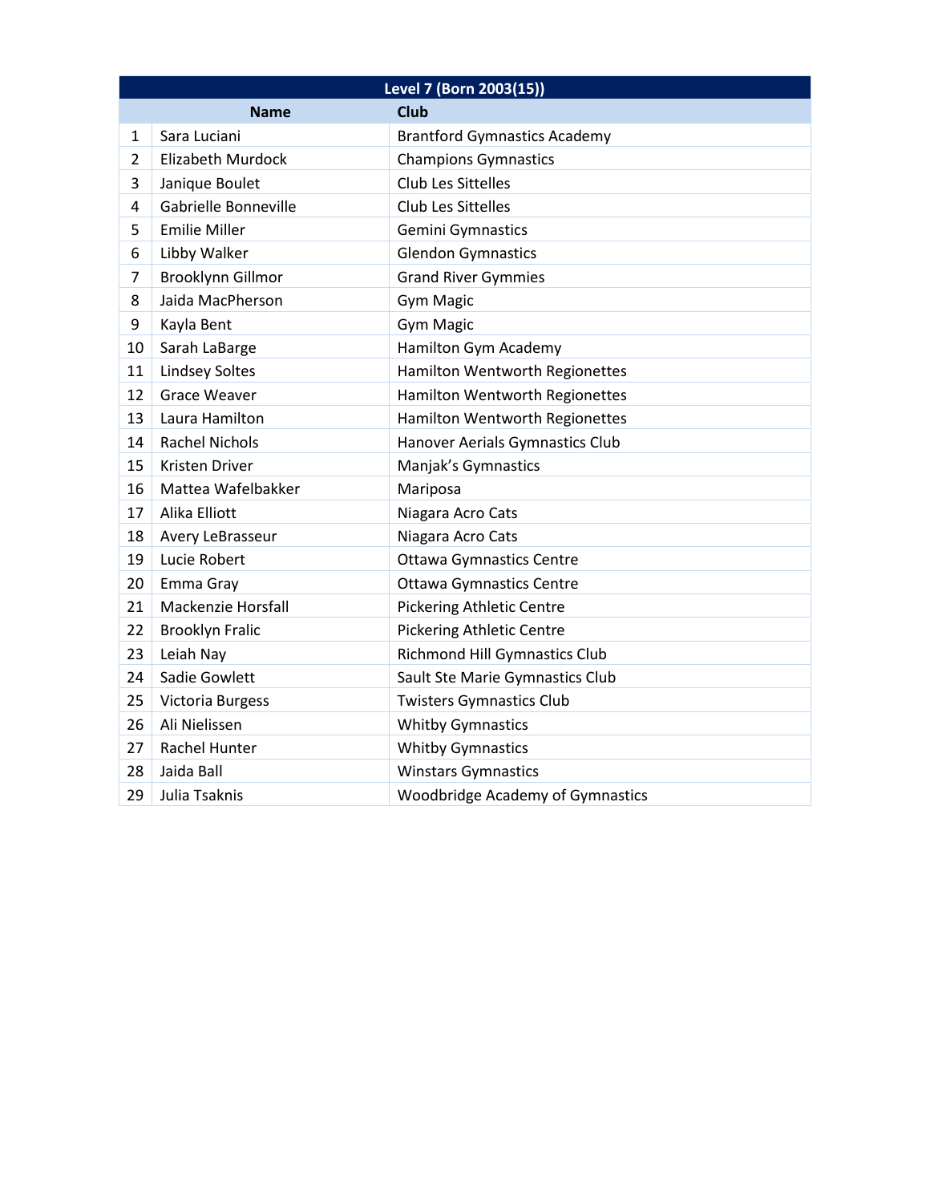| Level 7 (Born 2003(15)) | | |
|---|---|---|
| | **Name** | **Club** |
| 1 | Sara Luciani | Brantford Gymnastics Academy |
| 2 | Elizabeth Murdock | Champions Gymnastics |
| 3 | Janique Boulet | Club Les Sittelles |
| 4 | Gabrielle Bonneville | Club Les Sittelles |
| 5 | Emilie Miller | Gemini Gymnastics |
| 6 | Libby Walker | Glendon Gymnastics |
| 7 | Brooklynn Gillmor | Grand River Gymmies |
| 8 | Jaida MacPherson | Gym Magic |
| 9 | Kayla Bent | Gym Magic |
| 10 | Sarah LaBarge | Hamilton Gym Academy |
| 11 | Lindsey Soltes | Hamilton Wentworth Regionettes |
| 12 | Grace Weaver | Hamilton Wentworth Regionettes |
| 13 | Laura Hamilton | Hamilton Wentworth Regionettes |
| 14 | Rachel Nichols | Hanover Aerials Gymnastics Club |
| 15 | Kristen Driver | Manjak's Gymnastics |
| 16 | Mattea Wafelbakker | Mariposa |
| 17 | Alika Elliott | Niagara Acro Cats |
| 18 | Avery LeBrasseur | Niagara Acro Cats |
| 19 | Lucie Robert | Ottawa Gymnastics Centre |
| 20 | Emma Gray | Ottawa Gymnastics Centre |
| 21 | Mackenzie Horsfall | Pickering Athletic Centre |
| 22 | Brooklyn Fralic | Pickering Athletic Centre |
| 23 | Leiah Nay | Richmond Hill Gymnastics Club |
| 24 | Sadie Gowlett | Sault Ste Marie Gymnastics Club |
| 25 | Victoria Burgess | Twisters Gymnastics Club |
| 26 | Ali Nielissen | Whitby Gymnastics |
| 27 | Rachel Hunter | Whitby Gymnastics |
| 28 | Jaida Ball | Winstars Gymnastics |
| 29 | Julia Tsaknis | Woodbridge Academy of Gymnastics |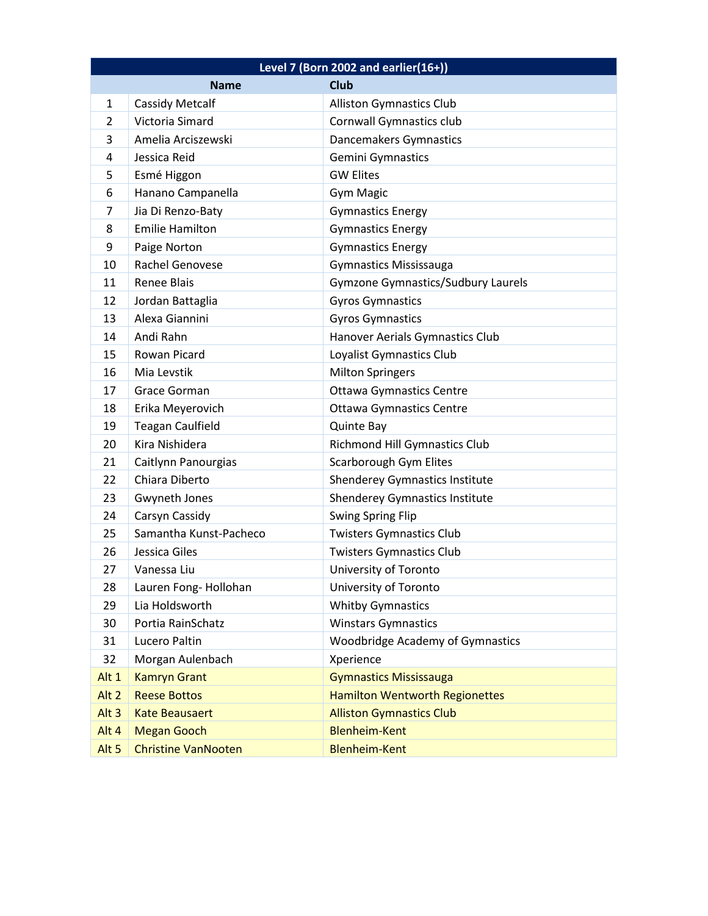| Level 7 (Born 2002 and earlier(16+)) | | |
|---|---|---|
| | **Name** | **Club** |
| 1 | Cassidy Metcalf | Alliston Gymnastics Club |
| 2 | Victoria Simard | Cornwall Gymnastics club |
| 3 | Amelia Arciszewski | Dancemakers Gymnastics |
| 4 | Jessica Reid | Gemini Gymnastics |
| 5 | Esmé Higgon | GW Elites |
| 6 | Hanano Campanella | Gym Magic |
| 7 | Jia Di Renzo-Baty | Gymnastics Energy |
| 8 | Emilie Hamilton | Gymnastics Energy |
| 9 | Paige Norton | Gymnastics Energy |
| 10 | Rachel Genovese | Gymnastics Mississauga |
| 11 | Renee Blais | Gymzone Gymnastics/Sudbury Laurels |
| 12 | Jordan Battaglia | Gyros Gymnastics |
| 13 | Alexa Giannini | Gyros Gymnastics |
| 14 | Andi Rahn | Hanover Aerials Gymnastics Club |
| 15 | Rowan Picard | Loyalist Gymnastics Club |
| 16 | Mia Levstik | Milton Springers |
| 17 | Grace Gorman | Ottawa Gymnastics Centre |
| 18 | Erika Meyerovich | Ottawa Gymnastics Centre |
| 19 | Teagan Caulfield | Quinte Bay |
| 20 | Kira Nishidera | Richmond Hill Gymnastics Club |
| 21 | Caitlynn Panourgias | Scarborough Gym Elites |
| 22 | Chiara Diberto | Shenderey Gymnastics Institute |
| 23 | Gwyneth Jones | Shenderey Gymnastics Institute |
| 24 | Carsyn Cassidy | Swing Spring Flip |
| 25 | Samantha Kunst-Pacheco | Twisters Gymnastics Club |
| 26 | Jessica Giles | Twisters Gymnastics Club |
| 27 | Vanessa Liu | University of Toronto |
| 28 | Lauren Fong- Hollohan | University of Toronto |
| 29 | Lia Holdsworth | Whitby Gymnastics |
| 30 | Portia RainSchatz | Winstars Gymnastics |
| 31 | Lucero Paltin | Woodbridge Academy of Gymnastics |
| 32 | Morgan Aulenbach | Xperience |
| Alt 1 | Kamryn Grant | Gymnastics Mississauga |
| Alt 2 | Reese Bottos | Hamilton Wentworth Regionettes |
| Alt 3 | Kate Beausaert | Alliston Gymnastics Club |
| Alt 4 | Megan Gooch | Blenheim-Kent |
| Alt 5 | Christine VanNooten | Blenheim-Kent |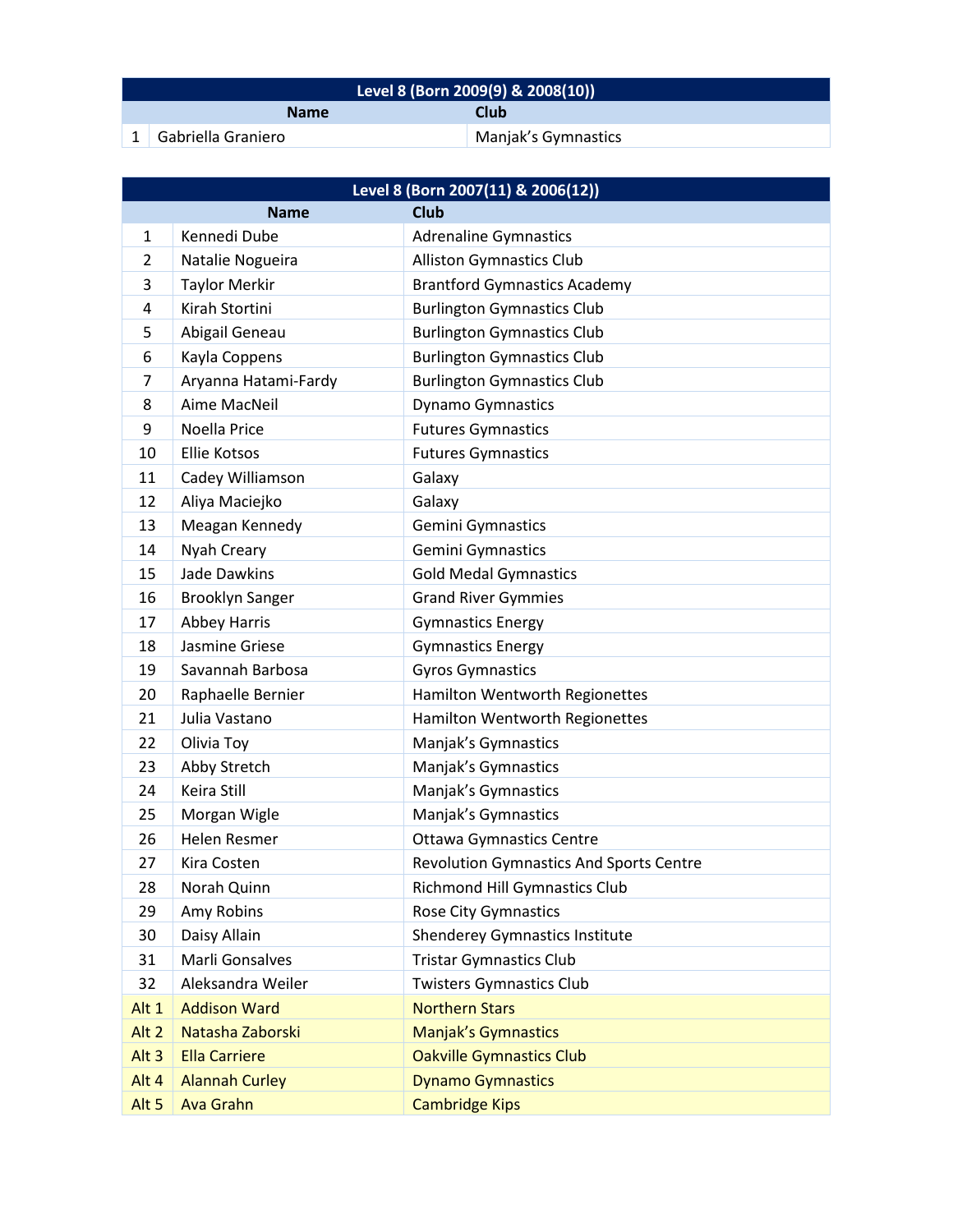| Level 8 (Born 2009(9) & 2008(10)) | | |
|---|---|---|
| | **Name** | **Club** |
| 1 | Gabriella Graniero | Manjak's Gymnastics |

| Level 8 (Born 2007(11) & 2006(12)) | | |
|---|---|---|
| | **Name** | **Club** |
| 1 | Kennedi Dube | Adrenaline Gymnastics |
| 2 | Natalie Nogueira | Alliston Gymnastics Club |
| 3 | Taylor Merkir | Brantford Gymnastics Academy |
| 4 | Kirah Stortini | Burlington Gymnastics Club |
| 5 | Abigail Geneau | Burlington Gymnastics Club |
| 6 | Kayla Coppens | Burlington Gymnastics Club |
| 7 | Aryanna Hatami-Fardy | Burlington Gymnastics Club |
| 8 | Aime MacNeil | Dynamo Gymnastics |
| 9 | Noella Price | Futures Gymnastics |
| 10 | Ellie Kotsos | Futures Gymnastics |
| 11 | Cadey Williamson | Galaxy |
| 12 | Aliya Maciejko | Galaxy |
| 13 | Meagan Kennedy | Gemini Gymnastics |
| 14 | Nyah Creary | Gemini Gymnastics |
| 15 | Jade Dawkins | Gold Medal Gymnastics |
| 16 | Brooklyn Sanger | Grand River Gymmies |
| 17 | Abbey Harris | Gymnastics Energy |
| 18 | Jasmine Griese | Gymnastics Energy |
| 19 | Savannah Barbosa | Gyros Gymnastics |
| 20 | Raphaelle Bernier | Hamilton Wentworth Regionettes |
| 21 | Julia Vastano | Hamilton Wentworth Regionettes |
| 22 | Olivia Toy | Manjak's Gymnastics |
| 23 | Abby Stretch | Manjak's Gymnastics |
| 24 | Keira Still | Manjak's Gymnastics |
| 25 | Morgan Wigle | Manjak's Gymnastics |
| 26 | Helen Resmer | Ottawa Gymnastics Centre |
| 27 | Kira Costen | Revolution Gymnastics And Sports Centre |
| 28 | Norah Quinn | Richmond Hill Gymnastics Club |
| 29 | Amy Robins | Rose City Gymnastics |
| 30 | Daisy Allain | Shenderey Gymnastics Institute |
| 31 | Marli Gonsalves | Tristar Gymnastics Club |
| 32 | Aleksandra Weiler | Twisters Gymnastics Club |
| Alt 1 | Addison Ward | Northern Stars |
| Alt 2 | Natasha Zaborski | Manjak's Gymnastics |
| Alt 3 | Ella Carriere | Oakville Gymnastics Club |
| Alt 4 | Alannah Curley | Dynamo Gymnastics |
| Alt 5 | Ava Grahn | Cambridge Kips |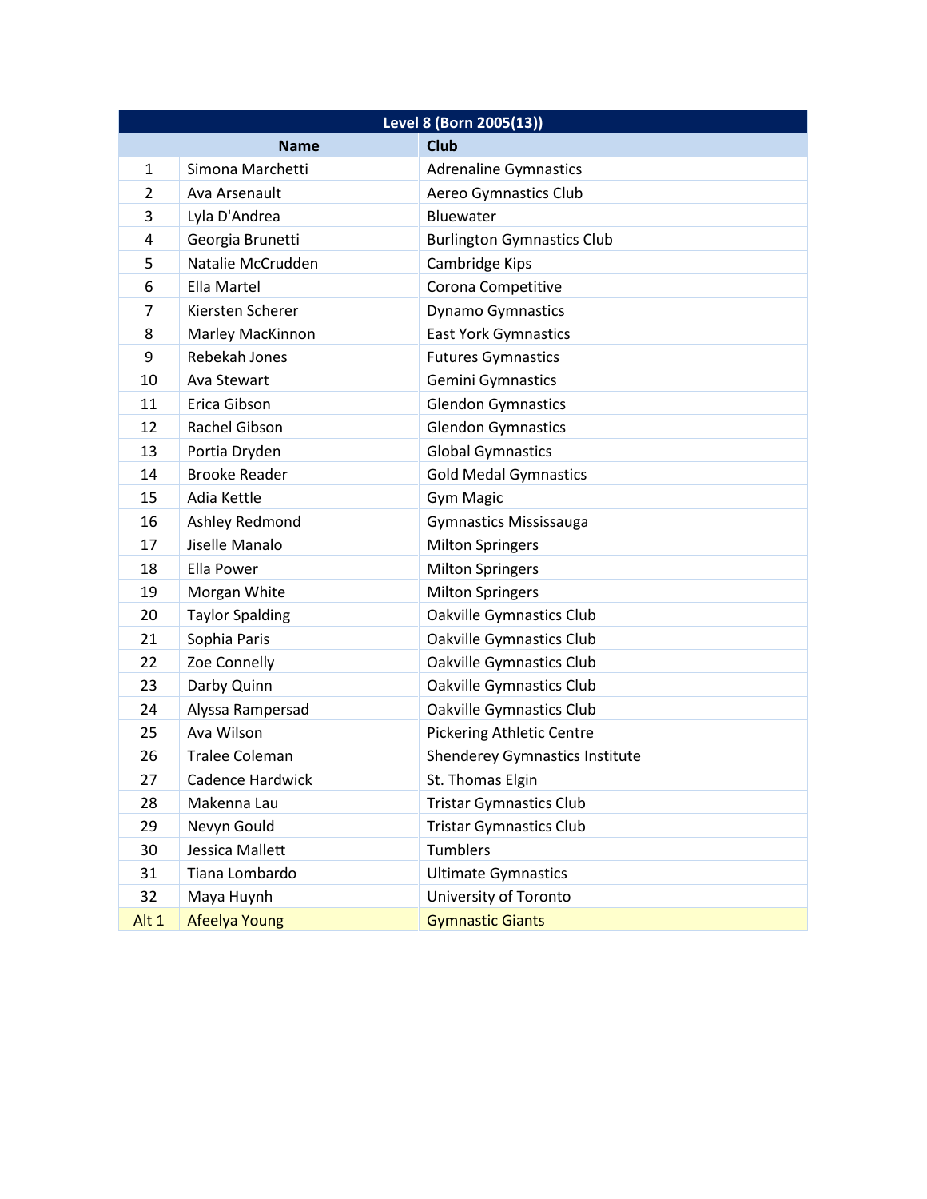| Level 8 (Born 2005(13)) | | |
|---|---|---|
| | **Name** | **Club** |
| 1 | Simona Marchetti | Adrenaline Gymnastics |
| 2 | Ava Arsenault | Aereo Gymnastics Club |
| 3 | Lyla D'Andrea | Bluewater |
| 4 | Georgia Brunetti | Burlington Gymnastics Club |
| 5 | Natalie McCrudden | Cambridge Kips |
| 6 | Ella Martel | Corona Competitive |
| 7 | Kiersten Scherer | Dynamo Gymnastics |
| 8 | Marley MacKinnon | East York Gymnastics |
| 9 | Rebekah Jones | Futures Gymnastics |
| 10 | Ava Stewart | Gemini Gymnastics |
| 11 | Erica Gibson | Glendon Gymnastics |
| 12 | Rachel Gibson | Glendon Gymnastics |
| 13 | Portia Dryden | Global Gymnastics |
| 14 | Brooke Reader | Gold Medal Gymnastics |
| 15 | Adia Kettle | Gym Magic |
| 16 | Ashley Redmond | Gymnastics Mississauga |
| 17 | Jiselle Manalo | Milton Springers |
| 18 | Ella Power | Milton Springers |
| 19 | Morgan White | Milton Springers |
| 20 | Taylor Spalding | Oakville Gymnastics Club |
| 21 | Sophia Paris | Oakville Gymnastics Club |
| 22 | Zoe Connelly | Oakville Gymnastics Club |
| 23 | Darby Quinn | Oakville Gymnastics Club |
| 24 | Alyssa Rampersad | Oakville Gymnastics Club |
| 25 | Ava Wilson | Pickering Athletic Centre |
| 26 | Tralee Coleman | Shenderey Gymnastics Institute |
| 27 | Cadence Hardwick | St. Thomas Elgin |
| 28 | Makenna Lau | Tristar Gymnastics Club |
| 29 | Nevyn Gould | Tristar Gymnastics Club |
| 30 | Jessica Mallett | Tumblers |
| 31 | Tiana Lombardo | Ultimate Gymnastics |
| 32 | Maya Huynh | University of Toronto |
| Alt 1 | Afeelya Young | Gymnastic Giants |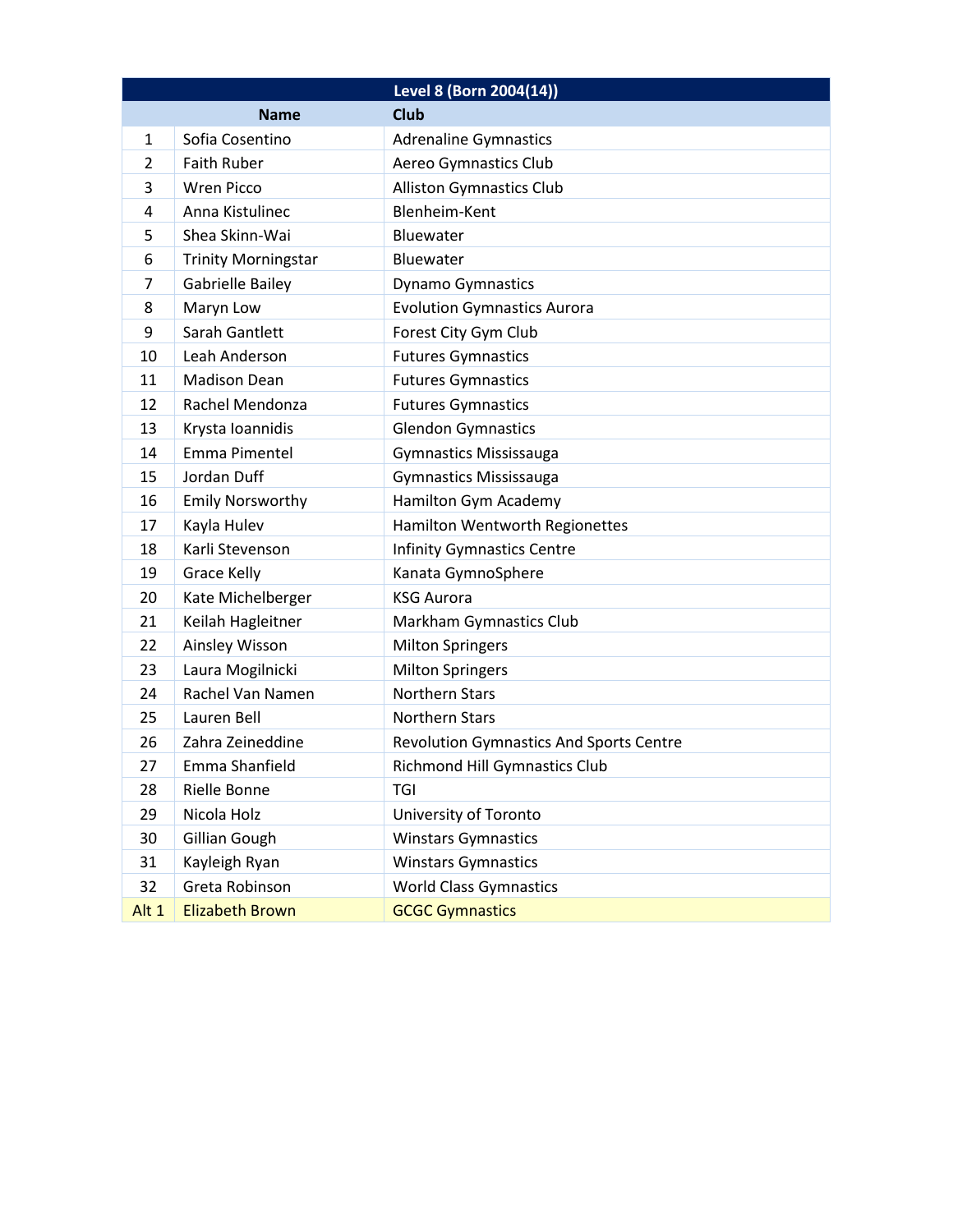| Level 8 (Born 2004(14)) | | |
|---|---|---|
| | **Name** | **Club** |
| 1 | Sofia Cosentino | Adrenaline Gymnastics |
| 2 | Faith Ruber | Aereo Gymnastics Club |
| 3 | Wren Picco | Alliston Gymnastics Club |
| 4 | Anna Kistulinec | Blenheim-Kent |
| 5 | Shea Skinn-Wai | Bluewater |
| 6 | Trinity Morningstar | Bluewater |
| 7 | Gabrielle Bailey | Dynamo Gymnastics |
| 8 | Maryn Low | Evolution Gymnastics Aurora |
| 9 | Sarah Gantlett | Forest City Gym Club |
| 10 | Leah Anderson | Futures Gymnastics |
| 11 | Madison Dean | Futures Gymnastics |
| 12 | Rachel Mendonza | Futures Gymnastics |
| 13 | Krysta Ioannidis | Glendon Gymnastics |
| 14 | Emma Pimentel | Gymnastics Mississauga |
| 15 | Jordan Duff | Gymnastics Mississauga |
| 16 | Emily Norsworthy | Hamilton Gym Academy |
| 17 | Kayla Hulev | Hamilton Wentworth Regionettes |
| 18 | Karli Stevenson | Infinity Gymnastics Centre |
| 19 | Grace Kelly | Kanata GymnoSphere |
| 20 | Kate Michelberger | KSG Aurora |
| 21 | Keilah Hagleitner | Markham Gymnastics Club |
| 22 | Ainsley Wisson | Milton Springers |
| 23 | Laura Mogilnicki | Milton Springers |
| 24 | Rachel Van Namen | Northern Stars |
| 25 | Lauren Bell | Northern Stars |
| 26 | Zahra Zeineddine | Revolution Gymnastics And Sports Centre |
| 27 | Emma Shanfield | Richmond Hill Gymnastics Club |
| 28 | Rielle Bonne | TGI |
| 29 | Nicola Holz | University of Toronto |
| 30 | Gillian Gough | Winstars Gymnastics |
| 31 | Kayleigh Ryan | Winstars Gymnastics |
| 32 | Greta Robinson | World Class Gymnastics |
| Alt 1 | Elizabeth Brown | GCGC Gymnastics |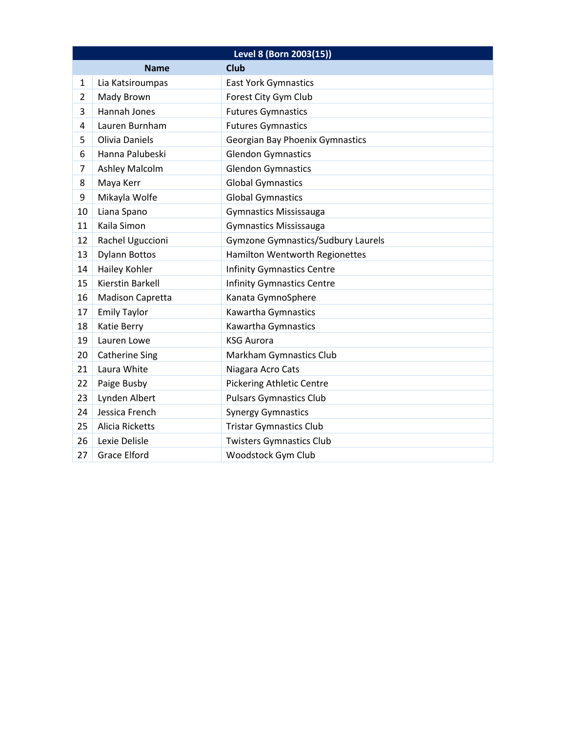| Level 8 (Born 2003(15)) | | |
|---|---|---|
| | **Name** | **Club** |
| 1 | Lia Katsiroumpas | East York Gymnastics |
| 2 | Mady Brown | Forest City Gym Club |
| 3 | Hannah Jones | Futures Gymnastics |
| 4 | Lauren Burnham | Futures Gymnastics |
| 5 | Olivia Daniels | Georgian Bay Phoenix Gymnastics |
| 6 | Hanna Palubeski | Glendon Gymnastics |
| 7 | Ashley Malcolm | Glendon Gymnastics |
| 8 | Maya Kerr | Global Gymnastics |
| 9 | Mikayla Wolfe | Global Gymnastics |
| 10 | Liana Spano | Gymnastics Mississauga |
| 11 | Kaila Simon | Gymnastics Mississauga |
| 12 | Rachel Uguccioni | Gymzone Gymnastics/Sudbury Laurels |
| 13 | Dylann Bottos | Hamilton Wentworth Regionettes |
| 14 | Hailey Kohler | Infinity Gymnastics Centre |
| 15 | Kierstin Barkell | Infinity Gymnastics Centre |
| 16 | Madison Capretta | Kanata GymnoSphere |
| 17 | Emily Taylor | Kawartha Gymnastics |
| 18 | Katie Berry | Kawartha Gymnastics |
| 19 | Lauren Lowe | KSG Aurora |
| 20 | Catherine Sing | Markham Gymnastics Club |
| 21 | Laura White | Niagara Acro Cats |
| 22 | Paige Busby | Pickering Athletic Centre |
| 23 | Lynden Albert | Pulsars Gymnastics Club |
| 24 | Jessica French | Synergy Gymnastics |
| 25 | Alicia Ricketts | Tristar Gymnastics Club |
| 26 | Lexie Delisle | Twisters Gymnastics Club |
| 27 | Grace Elford | Woodstock Gym Club |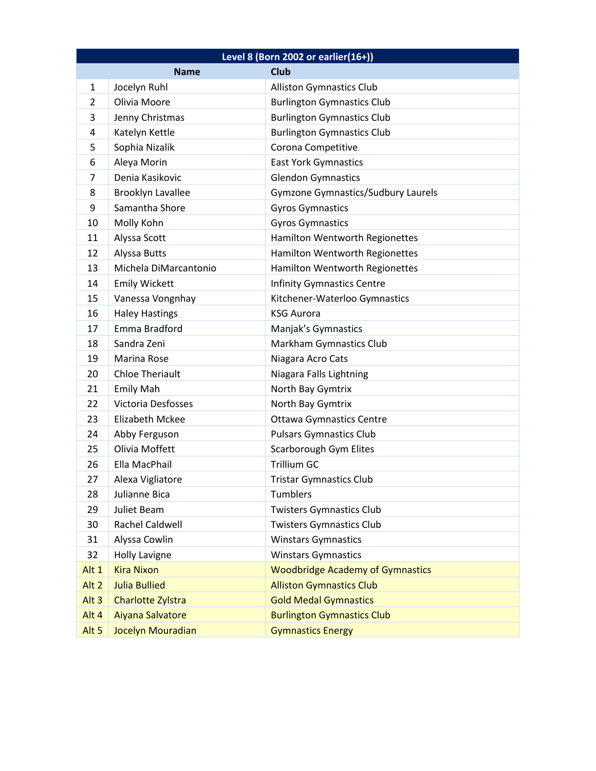| Level 8 (Born 2002 or earlier(16+)) | | |
|---|---|---|
| | **Name** | **Club** |
| 1 | Jocelyn Ruhl | Alliston Gymnastics Club |
| 2 | Olivia Moore | Burlington Gymnastics Club |
| 3 | Jenny Christmas | Burlington Gymnastics Club |
| 4 | Katelyn Kettle | Burlington Gymnastics Club |
| 5 | Sophia Nizalik | Corona Competitive |
| 6 | Aleya Morin | East York Gymnastics |
| 7 | Denia Kasikovic | Glendon Gymnastics |
| 8 | Brooklyn Lavallee | Gymzone Gymnastics/Sudbury Laurels |
| 9 | Samantha Shore | Gyros Gymnastics |
| 10 | Molly Kohn | Gyros Gymnastics |
| 11 | Alyssa Scott | Hamilton Wentworth Regionettes |
| 12 | Alyssa Butts | Hamilton Wentworth Regionettes |
| 13 | Michela DiMarcantonio | Hamilton Wentworth Regionettes |
| 14 | Emily Wickett | Infinity Gymnastics Centre |
| 15 | Vanessa Vongnhay | Kitchener-Waterloo Gymnastics |
| 16 | Haley Hastings | KSG Aurora |
| 17 | Emma Bradford | Manjak's Gymnastics |
| 18 | Sandra Zeni | Markham Gymnastics Club |
| 19 | Marina Rose | Niagara Acro Cats |
| 20 | Chloe Theriault | Niagara Falls Lightning |
| 21 | Emily Mah | North Bay Gymtrix |
| 22 | Victoria Desfosses | North Bay Gymtrix |
| 23 | Elizabeth Mckee | Ottawa Gymnastics Centre |
| 24 | Abby Ferguson | Pulsars Gymnastics Club |
| 25 | Olivia Moffett | Scarborough Gym Elites |
| 26 | Ella MacPhail | Trillium GC |
| 27 | Alexa Vigliatore | Tristar Gymnastics Club |
| 28 | Julianne Bica | Tumblers |
| 29 | Juliet Beam | Twisters Gymnastics Club |
| 30 | Rachel Caldwell | Twisters Gymnastics Club |
| 31 | Alyssa Cowlin | Winstars Gymnastics |
| 32 | Holly Lavigne | Winstars Gymnastics |
| Alt 1 | Kira Nixon | Woodbridge Academy of Gymnastics |
| Alt 2 | Julia Bullied | Alliston Gymnastics Club |
| Alt 3 | Charlotte Zylstra | Gold Medal Gymnastics |
| Alt 4 | Aiyana Salvatore | Burlington Gymnastics Club |
| Alt 5 | Jocelyn Mouradian | Gymnastics Energy |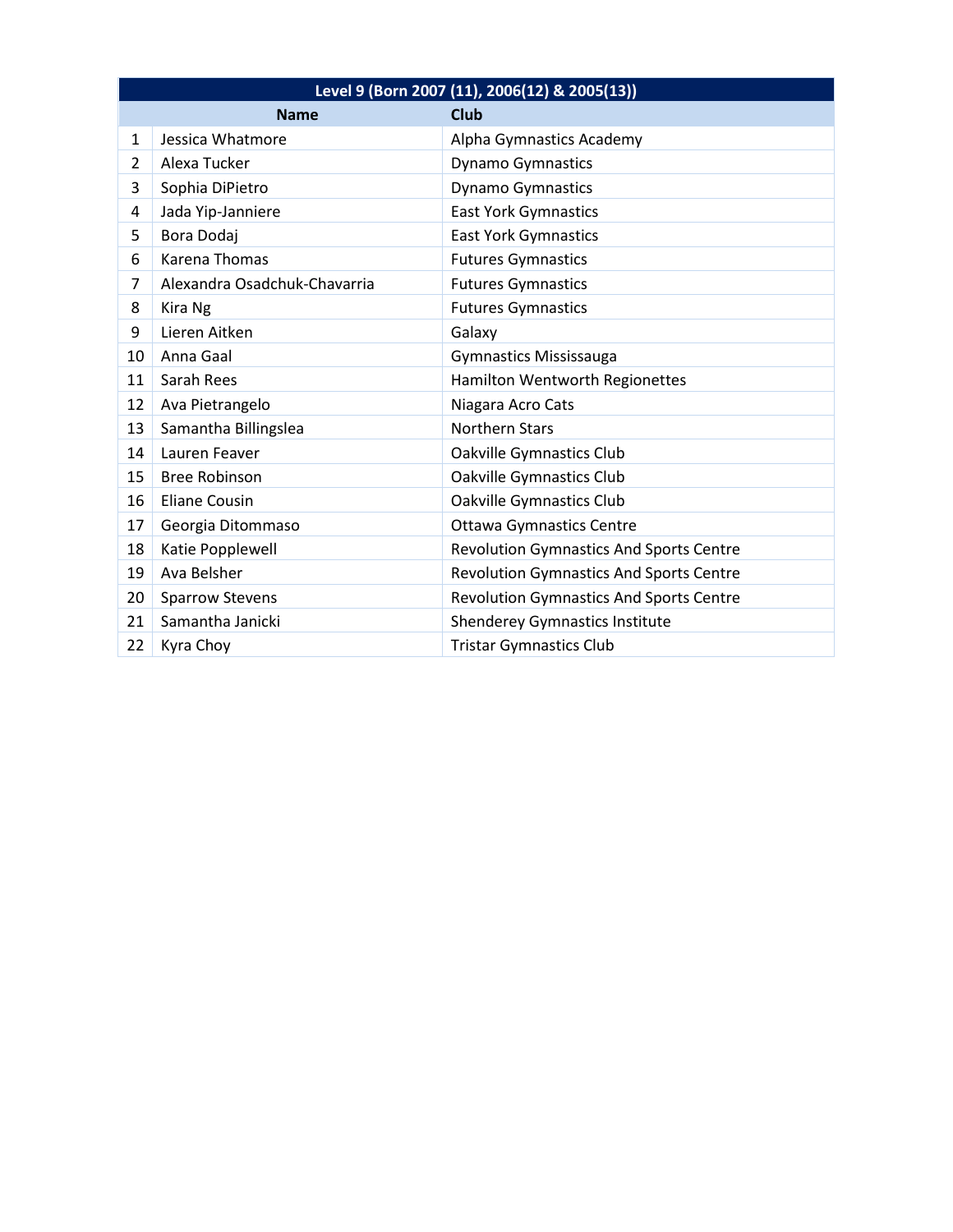| Level 9 (Born 2007 (11), 2006(12) & 2005(13)) | | |
|---|---|---|
| | **Name** | **Club** |
| 1 | Jessica Whatmore | Alpha Gymnastics Academy |
| 2 | Alexa Tucker | Dynamo Gymnastics |
| 3 | Sophia DiPietro | Dynamo Gymnastics |
| 4 | Jada Yip-Janniere | East York Gymnastics |
| 5 | Bora Dodaj | East York Gymnastics |
| 6 | Karena Thomas | Futures Gymnastics |
| 7 | Alexandra Osadchuk-Chavarria | Futures Gymnastics |
| 8 | Kira Ng | Futures Gymnastics |
| 9 | Lieren Aitken | Galaxy |
| 10 | Anna Gaal | Gymnastics Mississauga |
| 11 | Sarah Rees | Hamilton Wentworth Regionettes |
| 12 | Ava Pietrangelo | Niagara Acro Cats |
| 13 | Samantha Billingslea | Northern Stars |
| 14 | Lauren Feaver | Oakville Gymnastics Club |
| 15 | Bree Robinson | Oakville Gymnastics Club |
| 16 | Eliane Cousin | Oakville Gymnastics Club |
| 17 | Georgia Ditommaso | Ottawa Gymnastics Centre |
| 18 | Katie Popplewell | Revolution Gymnastics And Sports Centre |
| 19 | Ava Belsher | Revolution Gymnastics And Sports Centre |
| 20 | Sparrow Stevens | Revolution Gymnastics And Sports Centre |
| 21 | Samantha Janicki | Shenderey Gymnastics Institute |
| 22 | Kyra Choy | Tristar Gymnastics Club |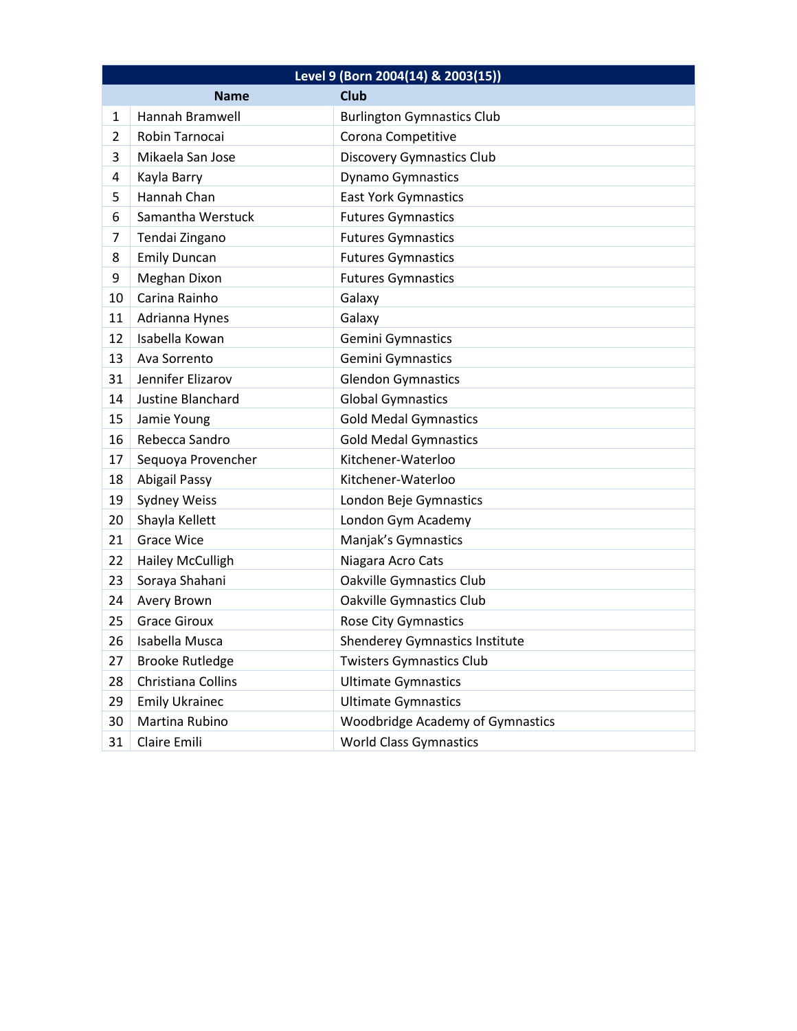| Level 9 (Born 2004(14) & 2003(15)) | | |
|---|---|---|
| | **Name** | **Club** |
| 1 | Hannah Bramwell | Burlington Gymnastics Club |
| 2 | Robin Tarnocai | Corona Competitive |
| 3 | Mikaela San Jose | Discovery Gymnastics Club |
| 4 | Kayla Barry | Dynamo Gymnastics |
| 5 | Hannah Chan | East York Gymnastics |
| 6 | Samantha Werstuck | Futures Gymnastics |
| 7 | Tendai Zingano | Futures Gymnastics |
| 8 | Emily Duncan | Futures Gymnastics |
| 9 | Meghan Dixon | Futures Gymnastics |
| 10 | Carina Rainho | Galaxy |
| 11 | Adrianna Hynes | Galaxy |
| 12 | Isabella Kowan | Gemini Gymnastics |
| 13 | Ava Sorrento | Gemini Gymnastics |
| 31 | Jennifer Elizarov | Glendon Gymnastics |
| 14 | Justine Blanchard | Global Gymnastics |
| 15 | Jamie Young | Gold Medal Gymnastics |
| 16 | Rebecca Sandro | Gold Medal Gymnastics |
| 17 | Sequoya Provencher | Kitchener-Waterloo |
| 18 | Abigail Passy | Kitchener-Waterloo |
| 19 | Sydney Weiss | London Beje Gymnastics |
| 20 | Shayla Kellett | London Gym Academy |
| 21 | Grace Wice | Manjak's Gymnastics |
| 22 | Hailey McCulligh | Niagara Acro Cats |
| 23 | Soraya Shahani | Oakville Gymnastics Club |
| 24 | Avery Brown | Oakville Gymnastics Club |
| 25 | Grace Giroux | Rose City Gymnastics |
| 26 | Isabella Musca | Shenderey Gymnastics Institute |
| 27 | Brooke Rutledge | Twisters Gymnastics Club |
| 28 | Christiana Collins | Ultimate Gymnastics |
| 29 | Emily Ukrainec | Ultimate Gymnastics |
| 30 | Martina Rubino | Woodbridge Academy of Gymnastics |
| 31 | Claire Emili | World Class Gymnastics |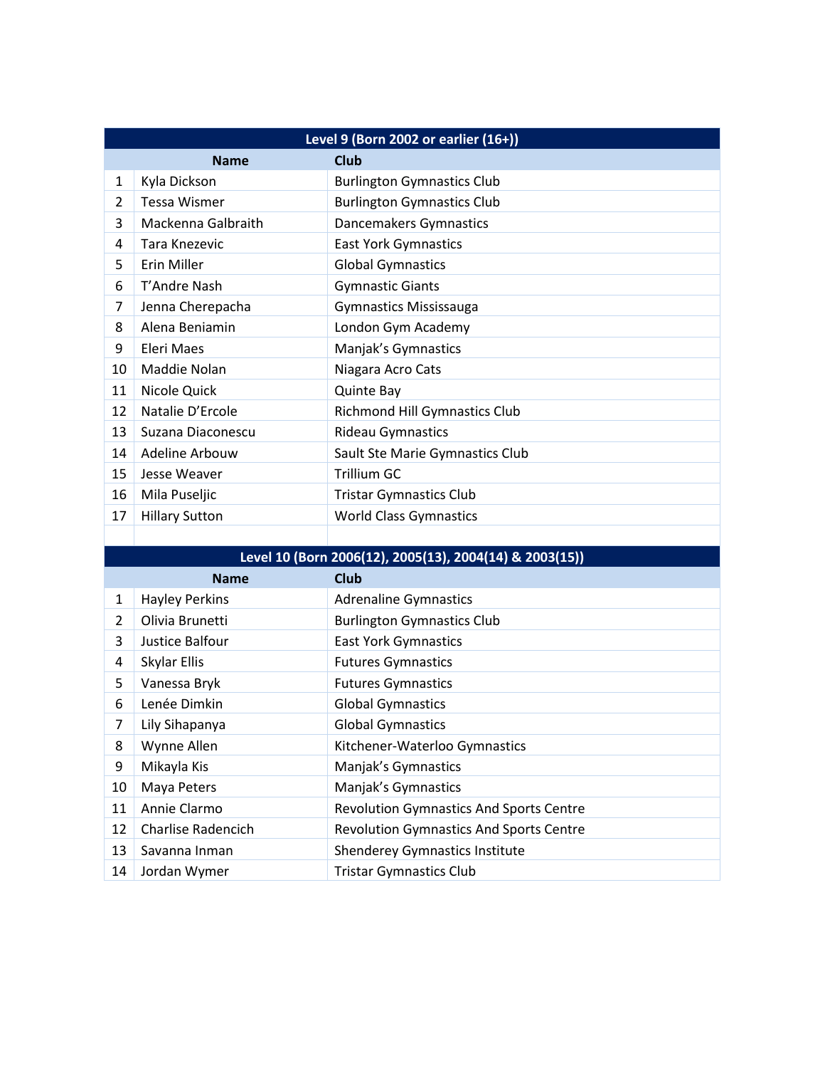| Level 9 (Born 2002 or earlier (16+)) | | |
|---|---|---|
| | **Name** | **Club** |
| 1 | Kyla Dickson | Burlington Gymnastics Club |
| 2 | Tessa Wismer | Burlington Gymnastics Club |
| 3 | Mackenna Galbraith | Dancemakers Gymnastics |
| 4 | Tara Knezevic | East York Gymnastics |
| 5 | Erin Miller | Global Gymnastics |
| 6 | T'Andre Nash | Gymnastic Giants |
| 7 | Jenna Cherepacha | Gymnastics Mississauga |
| 8 | Alena Beniamin | London Gym Academy |
| 9 | Eleri Maes | Manjak's Gymnastics |
| 10 | Maddie Nolan | Niagara Acro Cats |
| 11 | Nicole Quick | Quinte Bay |
| 12 | Natalie D'Ercole | Richmond Hill Gymnastics Club |
| 13 | Suzana Diaconescu | Rideau Gymnastics |
| 14 | Adeline Arbouw | Sault Ste Marie Gymnastics Club |
| 15 | Jesse Weaver | Trillium GC |
| 16 | Mila Puseljic | Tristar Gymnastics Club |
| 17 | Hillary Sutton | World Class Gymnastics |

| Level 10 (Born 2006(12), 2005(13), 2004(14) & 2003(15)) | | |
|---|---|---|
| | **Name** | **Club** |
| 1 | Hayley Perkins | Adrenaline Gymnastics |
| 2 | Olivia Brunetti | Burlington Gymnastics Club |
| 3 | Justice Balfour | East York Gymnastics |
| 4 | Skylar Ellis | Futures Gymnastics |
| 5 | Vanessa Bryk | Futures Gymnastics |
| 6 | Lenée Dimkin | Global Gymnastics |
| 7 | Lily Sihapanya | Global Gymnastics |
| 8 | Wynne Allen | Kitchener-Waterloo Gymnastics |
| 9 | Mikayla Kis | Manjak's Gymnastics |
| 10 | Maya Peters | Manjak's Gymnastics |
| 11 | Annie Clarmo | Revolution Gymnastics And Sports Centre |
| 12 | Charlise Radencich | Revolution Gymnastics And Sports Centre |
| 13 | Savanna Inman | Shenderey Gymnastics Institute |
| 14 | Jordan Wymer | Tristar Gymnastics Club |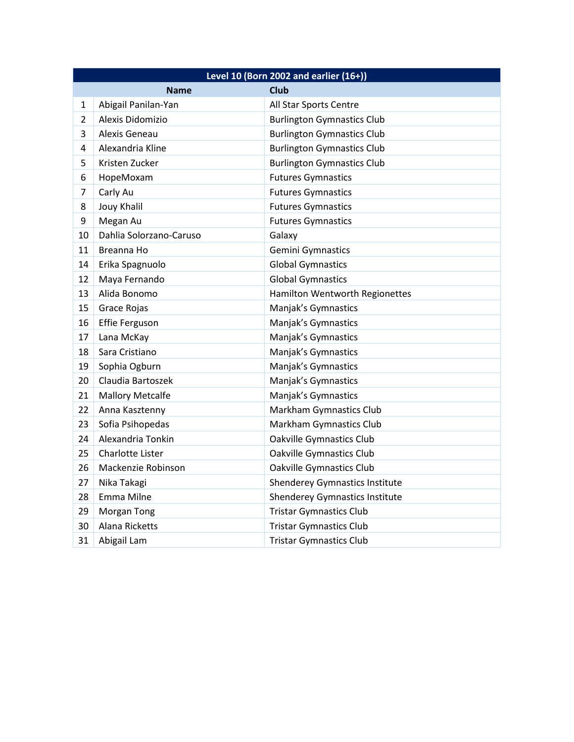| Level 10 (Born 2002 and earlier (16+)) | | |
| --- | --- | --- |
| | **Name** | **Club** |
| 1 | Abigail Panilan-Yan | All Star Sports Centre |
| 2 | Alexis Didomizio | Burlington Gymnastics Club |
| 3 | Alexis Geneau | Burlington Gymnastics Club |
| 4 | Alexandria Kline | Burlington Gymnastics Club |
| 5 | Kristen Zucker | Burlington Gymnastics Club |
| 6 | HopeMoxam | Futures Gymnastics |
| 7 | Carly Au | Futures Gymnastics |
| 8 | Jouy Khalil | Futures Gymnastics |
| 9 | Megan Au | Futures Gymnastics |
| 10 | Dahlia Solorzano-Caruso | Galaxy |
| 11 | Breanna Ho | Gemini Gymnastics |
| 14 | Erika Spagnuolo | Global Gymnastics |
| 12 | Maya Fernando | Global Gymnastics |
| 13 | Alida Bonomo | Hamilton Wentworth Regionettes |
| 15 | Grace Rojas | Manjak's Gymnastics |
| 16 | Effie Ferguson | Manjak's Gymnastics |
| 17 | Lana McKay | Manjak's Gymnastics |
| 18 | Sara Cristiano | Manjak's Gymnastics |
| 19 | Sophia Ogburn | Manjak's Gymnastics |
| 20 | Claudia Bartoszek | Manjak's Gymnastics |
| 21 | Mallory Metcalfe | Manjak's Gymnastics |
| 22 | Anna Kasztenny | Markham Gymnastics Club |
| 23 | Sofia Psihopedas | Markham Gymnastics Club |
| 24 | Alexandria Tonkin | Oakville Gymnastics Club |
| 25 | Charlotte Lister | Oakville Gymnastics Club |
| 26 | Mackenzie Robinson | Oakville Gymnastics Club |
| 27 | Nika Takagi | Shenderey Gymnastics Institute |
| 28 | Emma Milne | Shenderey Gymnastics Institute |
| 29 | Morgan Tong | Tristar Gymnastics Club |
| 30 | Alana Ricketts | Tristar Gymnastics Club |
| 31 | Abigail Lam | Tristar Gymnastics Club |